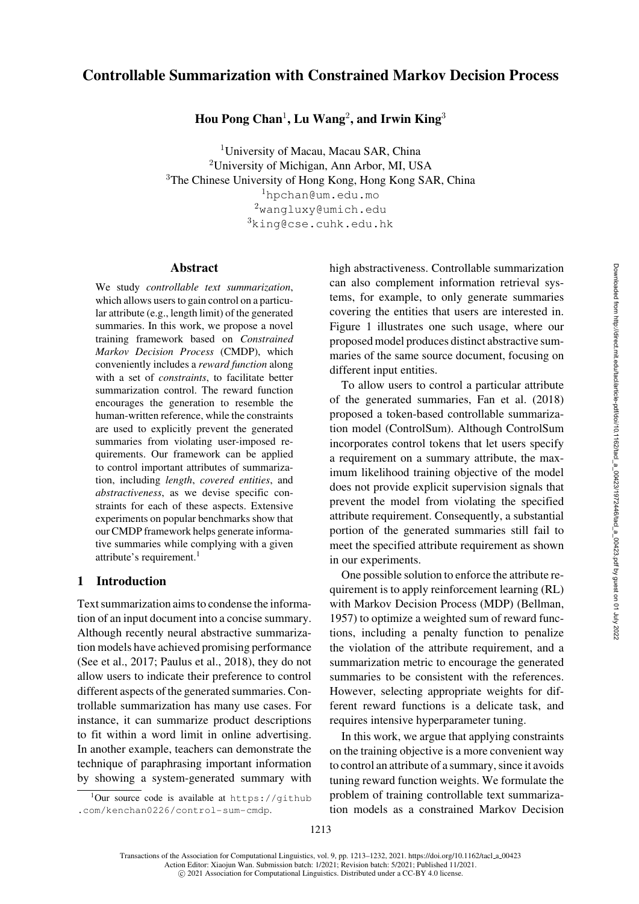# Controllable Summarization with Constrained Markov Decision Process

**Hou Pong Chan[1], Lu Wang[2], and Irwin King[3]**

[1]University of Macau, Macau SAR, China
[2]University of Michigan, Ann Arbor, MI, USA
[3]The Chinese University of Hong Kong, Hong Kong SAR, China
[1]hpchan@um.edu.mo
[2]wangluxy@umich.edu
[3]king@cse.cuhk.edu.hk

## Abstract

We study *controllable text summarization*, which allows users to gain control on a particular attribute (e.g., length limit) of the generated summaries. In this work, we propose a novel training framework based on *Constrained Markov Decision Process* (CMDP), which conveniently includes a *reward function* along with a set of *constraints*, to facilitate better summarization control. The reward function encourages the generation to resemble the human-written reference, while the constraints are used to explicitly prevent the generated summaries from violating user-imposed requirements. Our framework can be applied to control important attributes of summarization, including *length*, *covered entities*, and *abstractiveness*, as we devise specific constraints for each of these aspects. Extensive experiments on popular benchmarks show that our CMDP framework helps generate informative summaries while complying with a given attribute's requirement.[1]

## 1 Introduction

Text summarization aims to condense the information of an input document into a concise summary. Although recently neural abstractive summarization models have achieved promising performance (See et al., 2017; Paulus et al., 2018), they do not allow users to indicate their preference to control different aspects of the generated summaries. Controllable summarization has many use cases. For instance, it can summarize product descriptions to fit within a word limit in online advertising. In another example, teachers can demonstrate the technique of paraphrasing important information by showing a system-generated summary with high abstractiveness. Controllable summarization can also complement information retrieval systems, for example, to only generate summaries covering the entities that users are interested in. Figure 1 illustrates one such usage, where our proposed model produces distinct abstractive summaries of the same source document, focusing on different input entities.

To allow users to control a particular attribute of the generated summaries, Fan et al. (2018) proposed a token-based controllable summarization model (ControlSum). Although ControlSum incorporates control tokens that let users specify a requirement on a summary attribute, the maximum likelihood training objective of the model does not provide explicit supervision signals that prevent the model from violating the specified attribute requirement. Consequently, a substantial portion of the generated summaries still fail to meet the specified attribute requirement as shown in our experiments.

One possible solution to enforce the attribute requirement is to apply reinforcement learning (RL) with Markov Decision Process (MDP) (Bellman, 1957) to optimize a weighted sum of reward functions, including a penalty function to penalize the violation of the attribute requirement, and a summarization metric to encourage the generated summaries to be consistent with the references. However, selecting appropriate weights for different reward functions is a delicate task, and requires intensive hyperparameter tuning.

In this work, we argue that applying constraints on the training objective is a more convenient way to control an attribute of a summary, since it avoids tuning reward function weights. We formulate the problem of training controllable text summarization models as a constrained Markov Decision

[1]Our source code is available at https://github.com/kenchan0226/control-sum-cmdp.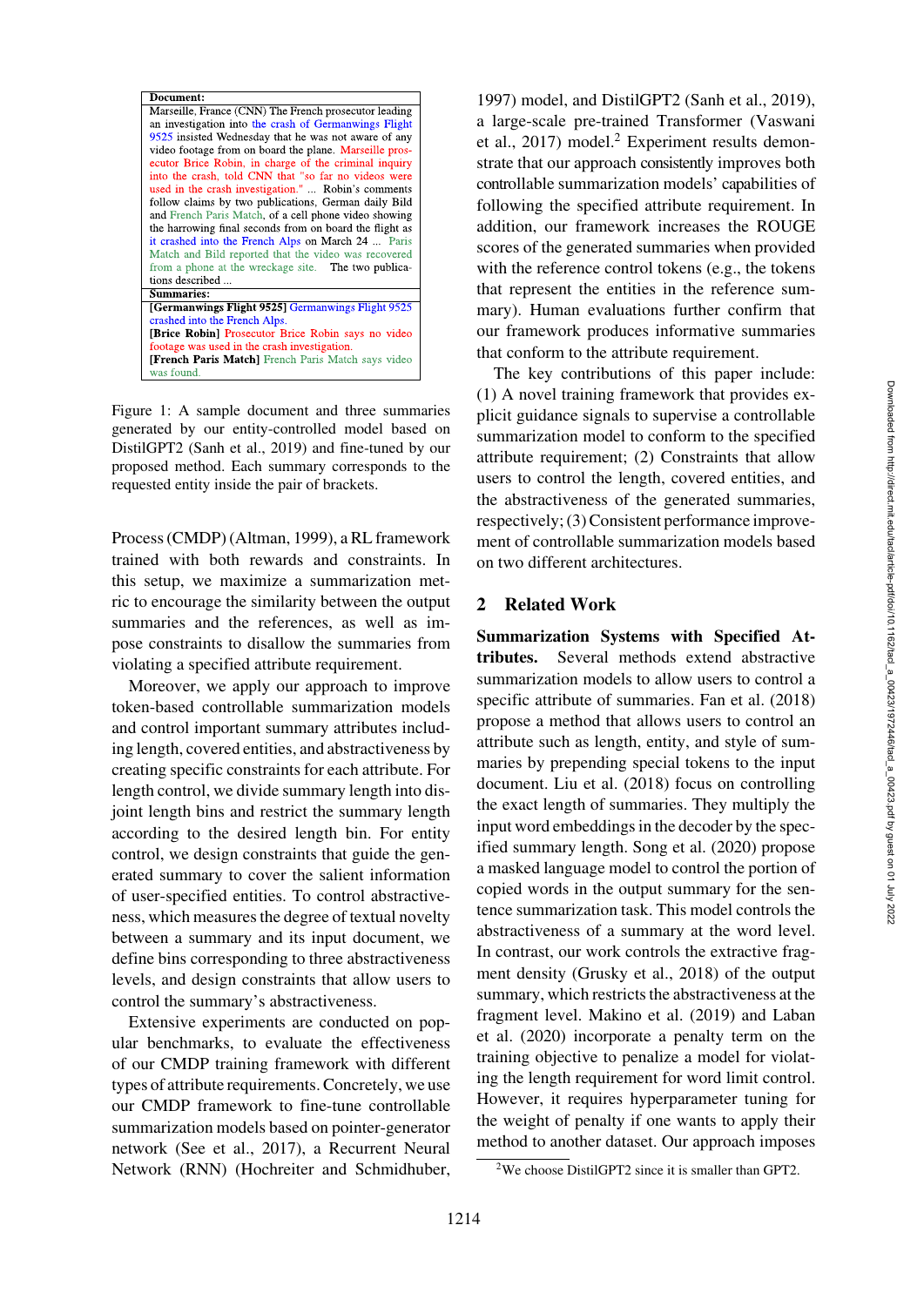**Document:**

Marseille, France (CNN) The French prosecutor leading an investigation into the crash of Germanwings Flight 9525 insisted Wednesday that he was not aware of any video footage from on board the plane. Marseille prosecutor Brice Robin, in charge of the criminal inquiry into the crash, told CNN that "so far no videos were used in the crash investigation." ... Robin's comments follow claims by two publications, German daily Bild and French Paris Match, of a cell phone video showing the harrowing final seconds from on board the flight as it crashed into the French Alps on March 24 ... Paris Match and Bild reported that the video was recovered from a phone at the wreckage site. The two publications described ...

**Summaries:**

**[Germanwings Flight 9525]** Germanwings Flight 9525 crashed into the French Alps.

**[Brice Robin]** Prosecutor Brice Robin says no video footage was used in the crash investigation.

**[French Paris Match]** French Paris Match says video was found.

Figure 1: A sample document and three summaries generated by our entity-controlled model based on DistilGPT2 (Sanh et al., 2019) and fine-tuned by our proposed method. Each summary corresponds to the requested entity inside the pair of brackets.

Process (CMDP) (Altman, 1999), a RL framework trained with both rewards and constraints. In this setup, we maximize a summarization metric to encourage the similarity between the output summaries and the references, as well as impose constraints to disallow the summaries from violating a specified attribute requirement.

Moreover, we apply our approach to improve token-based controllable summarization models and control important summary attributes including length, covered entities, and abstractiveness by creating specific constraints for each attribute. For length control, we divide summary length into disjoint length bins and restrict the summary length according to the desired length bin. For entity control, we design constraints that guide the generated summary to cover the salient information of user-specified entities. To control abstractiveness, which measures the degree of textual novelty between a summary and its input document, we define bins corresponding to three abstractiveness levels, and design constraints that allow users to control the summary's abstractiveness.

Extensive experiments are conducted on popular benchmarks, to evaluate the effectiveness of our CMDP training framework with different types of attribute requirements. Concretely, we use our CMDP framework to fine-tune controllable summarization models based on pointer-generator network (See et al., 2017), a Recurrent Neural Network (RNN) (Hochreiter and Schmidhuber, 1997) model, and DistilGPT2 (Sanh et al., 2019), a large-scale pre-trained Transformer (Vaswani et al., 2017) model.[2] Experiment results demonstrate that our approach consistently improves both controllable summarization models' capabilities of following the specified attribute requirement. In addition, our framework increases the ROUGE scores of the generated summaries when provided with the reference control tokens (e.g., the tokens that represent the entities in the reference summary). Human evaluations further confirm that our framework produces informative summaries that conform to the attribute requirement.

The key contributions of this paper include: (1) A novel training framework that provides explicit guidance signals to supervise a controllable summarization model to conform to the specified attribute requirement; (2) Constraints that allow users to control the length, covered entities, and the abstractiveness of the generated summaries, respectively; (3) Consistent performance improvement of controllable summarization models based on two different architectures.

## 2 Related Work

**Summarization Systems with Specified Attributes.** Several methods extend abstractive summarization models to allow users to control a specific attribute of summaries. Fan et al. (2018) propose a method that allows users to control an attribute such as length, entity, and style of summaries by prepending special tokens to the input document. Liu et al. (2018) focus on controlling the exact length of summaries. They multiply the input word embeddings in the decoder by the specified summary length. Song et al. (2020) propose a masked language model to control the portion of copied words in the output summary for the sentence summarization task. This model controls the abstractiveness of a summary at the word level. In contrast, our work controls the extractive fragment density (Grusky et al., 2018) of the output summary, which restricts the abstractiveness at the fragment level. Makino et al. (2019) and Laban et al. (2020) incorporate a penalty term on the training objective to penalize a model for violating the length requirement for word limit control. However, it requires hyperparameter tuning for the weight of penalty if one wants to apply their method to another dataset. Our approach imposes

[2] We choose DistilGPT2 since it is smaller than GPT2.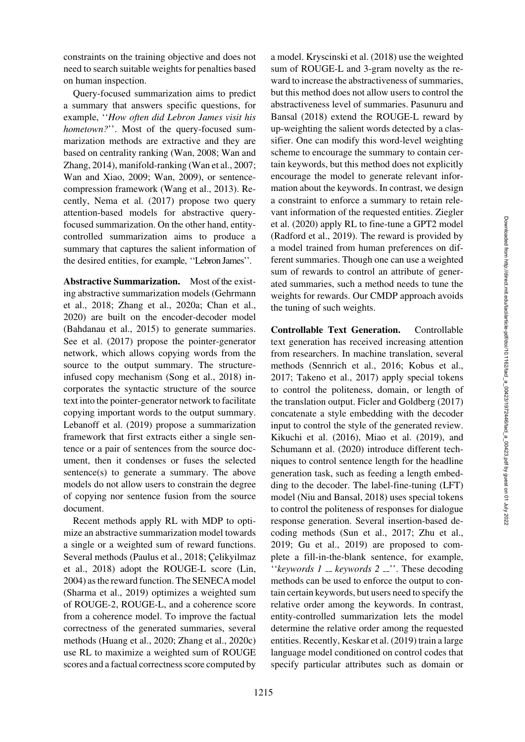constraints on the training objective and does not need to search suitable weights for penalties based on human inspection.

Query-focused summarization aims to predict a summary that answers specific questions, for example, ''*How often did Lebron James visit his hometown?*''. Most of the query-focused summarization methods are extractive and they are based on centrality ranking (Wan, 2008; Wan and Zhang, 2014), manifold-ranking (Wan et al., 2007; Wan and Xiao, 2009; Wan, 2009), or sentence-compression framework (Wang et al., 2013). Recently, Nema et al. (2017) propose two query attention-based models for abstractive query-focused summarization. On the other hand, entity-controlled summarization aims to produce a summary that captures the salient information of the desired entities, for example, ''Lebron James''.

**Abstractive Summarization.** Most of the existing abstractive summarization models (Gehrmann et al., 2018; Zhang et al., 2020a; Chan et al., 2020) are built on the encoder-decoder model (Bahdanau et al., 2015) to generate summaries. See et al. (2017) propose the pointer-generator network, which allows copying words from the source to the output summary. The structure-infused copy mechanism (Song et al., 2018) incorporates the syntactic structure of the source text into the pointer-generator network to facilitate copying important words to the output summary. Lebanoff et al. (2019) propose a summarization framework that first extracts either a single sentence or a pair of sentences from the source document, then it condenses or fuses the selected sentence(s) to generate a summary. The above models do not allow users to constrain the degree of copying nor sentence fusion from the source document.

Recent methods apply RL with MDP to optimize an abstractive summarization model towards a single or a weighted sum of reward functions. Several methods (Paulus et al., 2018; Çelikyilmaz et al., 2018) adopt the ROUGE-L score (Lin, 2004) as the reward function. The SENECA model (Sharma et al., 2019) optimizes a weighted sum of ROUGE-2, ROUGE-L, and a coherence score from a coherence model. To improve the factual correctness of the generated summaries, several methods (Huang et al., 2020; Zhang et al., 2020c) use RL to maximize a weighted sum of ROUGE scores and a factual correctness score computed by a model. Kryscinski et al. (2018) use the weighted sum of ROUGE-L and 3-gram novelty as the reward to increase the abstractiveness of summaries, but this method does not allow users to control the abstractiveness level of summaries. Pasunuru and Bansal (2018) extend the ROUGE-L reward by up-weighting the salient words detected by a classifier. One can modify this word-level weighting scheme to encourage the summary to contain certain keywords, but this method does not explicitly encourage the model to generate relevant information about the keywords. In contrast, we design a constraint to enforce a summary to retain relevant information of the requested entities. Ziegler et al. (2020) apply RL to fine-tune a GPT2 model (Radford et al., 2019). The reward is provided by a model trained from human preferences on different summaries. Though one can use a weighted sum of rewards to control an attribute of generated summaries, such a method needs to tune the weights for rewards. Our CMDP approach avoids the tuning of such weights.

**Controllable Text Generation.** Controllable text generation has received increasing attention from researchers. In machine translation, several methods (Sennrich et al., 2016; Kobus et al., 2017; Takeno et al., 2017) apply special tokens to control the politeness, domain, or length of the translation output. Ficler and Goldberg (2017) concatenate a style embedding with the decoder input to control the style of the generated review. Kikuchi et al. (2016), Miao et al. (2019), and Schumann et al. (2020) introduce different techniques to control sentence length for the headline generation task, such as feeding a length embedding to the decoder. The label-fine-tuning (LFT) model (Niu and Bansal, 2018) uses special tokens to control the politeness of responses for dialogue response generation. Several insertion-based decoding methods (Sun et al., 2017; Zhu et al., 2019; Gu et al., 2019) are proposed to complete a fill-in-the-blank sentence, for example, ''*keywords 1 __ keywords 2 __*''. These decoding methods can be used to enforce the output to contain certain keywords, but users need to specify the relative order among the keywords. In contrast, entity-controlled summarization lets the model determine the relative order among the requested entities. Recently, Keskar et al. (2019) train a large language model conditioned on control codes that specify particular attributes such as domain or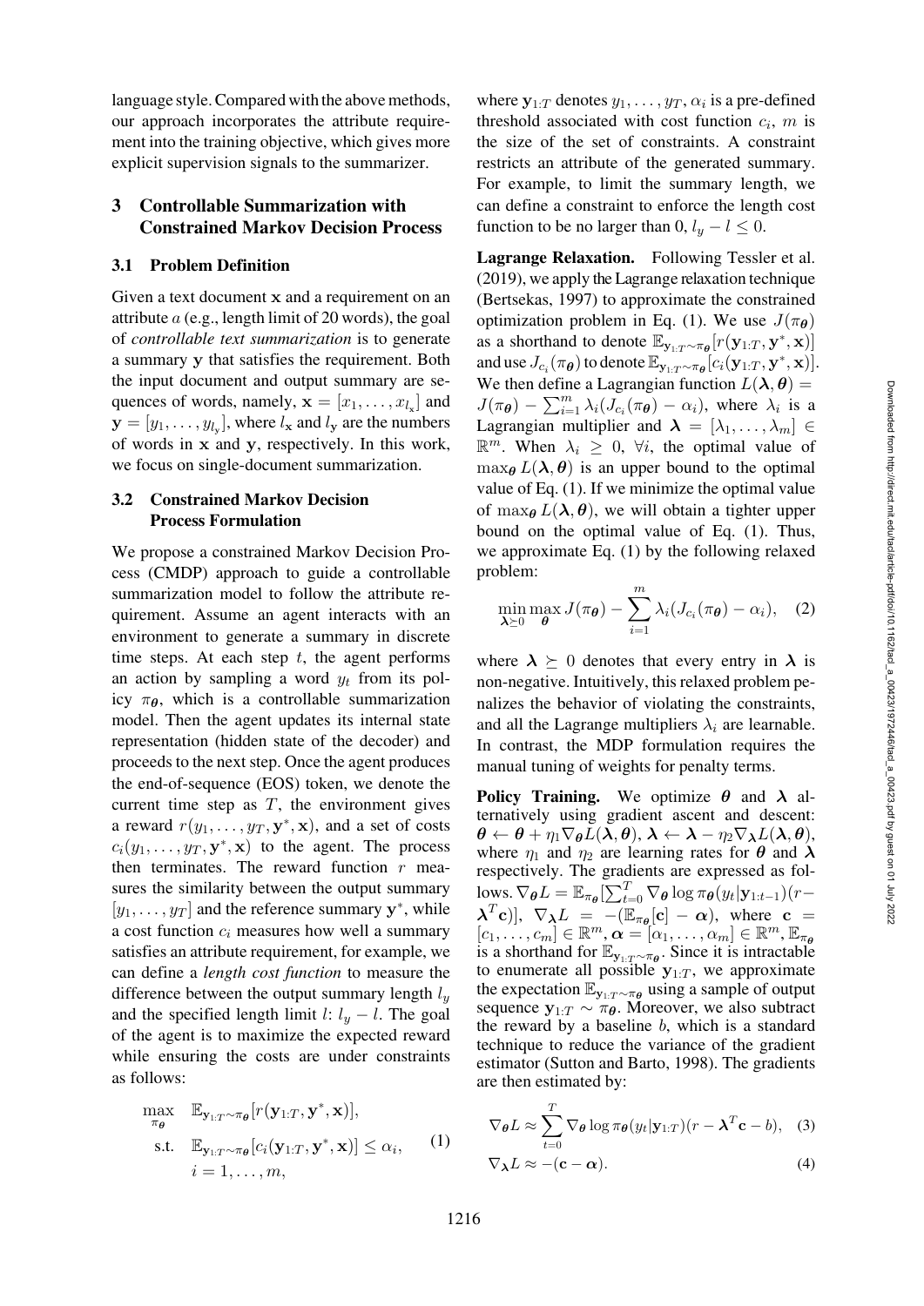language style. Compared with the above methods, our approach incorporates the attribute requirement into the training objective, which gives more explicit supervision signals to the summarizer.

## 3 Controllable Summarization with Constrained Markov Decision Process

### 3.1 Problem Definition

Given a text document $\mathbf{x}$ and a requirement on an attribute $a$ (e.g., length limit of 20 words), the goal of *controllable text summarization* is to generate a summary $\mathbf{y}$ that satisfies the requirement. Both the input document and output summary are sequences of words, namely, $\mathbf{x} = [x_1, \ldots, x_{l_\mathbf{x}}]$ and $\mathbf{y} = [y_1, \ldots, y_{l_\mathbf{y}}]$, where $l_\mathbf{x}$ and $l_\mathbf{y}$ are the numbers of words in $\mathbf{x}$ and $\mathbf{y}$, respectively. In this work, we focus on single-document summarization.

### 3.2 Constrained Markov Decision Process Formulation

We propose a constrained Markov Decision Process (CMDP) approach to guide a controllable summarization model to follow the attribute requirement. Assume an agent interacts with an environment to generate a summary in discrete time steps. At each step $t$, the agent performs an action by sampling a word $y_t$ from its policy $\pi_{\boldsymbol{\theta}}$, which is a controllable summarization model. Then the agent updates its internal state representation (hidden state of the decoder) and proceeds to the next step. Once the agent produces the end-of-sequence (EOS) token, we denote the current time step as $T$, the environment gives a reward $r(y_1, \ldots, y_T, \mathbf{y}^*, \mathbf{x})$, and a set of costs $c_i(y_1, \ldots, y_T, \mathbf{y}^*, \mathbf{x})$ to the agent. The process then terminates. The reward function $r$ measures the similarity between the output summary $[y_1, \ldots, y_T]$ and the reference summary $\mathbf{y}^*$, while a cost function $c_i$ measures how well a summary satisfies an attribute requirement, for example, we can define a *length cost function* to measure the difference between the output summary length $l_y$ and the specified length limit $l$: $l_y - l$. The goal of the agent is to maximize the expected reward while ensuring the costs are under constraints as follows:

$$\begin{aligned} \max_{\pi_{\boldsymbol{\theta}}} \quad & \mathbb{E}_{\mathbf{y}_{1:T} \sim \pi_{\boldsymbol{\theta}}}[r(\mathbf{y}_{1:T}, \mathbf{y}^*, \mathbf{x})], \\ \text{s.t.} \quad & \mathbb{E}_{\mathbf{y}_{1:T} \sim \pi_{\boldsymbol{\theta}}}[c_i(\mathbf{y}_{1:T}, \mathbf{y}^*, \mathbf{x})] \leq \alpha_i, \\ & i = 1, \ldots, m, \end{aligned} \tag{1}$$

where $\mathbf{y}_{1:T}$ denotes $y_1, \ldots, y_T$, $\alpha_i$ is a pre-defined threshold associated with cost function $c_i$, $m$ is the size of the set of constraints. A constraint restricts an attribute of the generated summary. For example, to limit the summary length, we can define a constraint to enforce the length cost function to be no larger than 0, $l_y - l \leq 0$.

**Lagrange Relaxation.** Following Tessler et al. (2019), we apply the Lagrange relaxation technique (Bertsekas, 1997) to approximate the constrained optimization problem in Eq. (1). We use $J(\pi_{\boldsymbol{\theta}})$ as a shorthand to denote $\mathbb{E}_{\mathbf{y}_{1:T} \sim \pi_{\boldsymbol{\theta}}}[r(\mathbf{y}_{1:T}, \mathbf{y}^*, \mathbf{x})]$ and use $J_{c_i}(\pi_{\boldsymbol{\theta}})$ to denote $\mathbb{E}_{\mathbf{y}_{1:T} \sim \pi_{\boldsymbol{\theta}}}[c_i(\mathbf{y}_{1:T}, \mathbf{y}^*, \mathbf{x})]$. We then define a Lagrangian function $L(\boldsymbol{\lambda}, \boldsymbol{\theta}) = J(\pi_{\boldsymbol{\theta}}) - \sum_{i=1}^{m} \lambda_i (J_{c_i}(\pi_{\boldsymbol{\theta}}) - \alpha_i)$, where $\lambda_i$ is a Lagrangian multiplier and $\boldsymbol{\lambda} = [\lambda_1, \ldots, \lambda_m] \in \mathbb{R}^m$. When $\lambda_i \geq 0$, $\forall i$, the optimal value of $\max_{\boldsymbol{\theta}} L(\boldsymbol{\lambda}, \boldsymbol{\theta})$ is an upper bound to the optimal value of Eq. (1). If we minimize the optimal value of $\max_{\boldsymbol{\theta}} L(\boldsymbol{\lambda}, \boldsymbol{\theta})$, we will obtain a tighter upper bound on the optimal value of Eq. (1). Thus, we approximate Eq. (1) by the following relaxed problem:

$$\min_{\boldsymbol{\lambda} \succeq 0} \max_{\boldsymbol{\theta}} J(\pi_{\boldsymbol{\theta}}) - \sum_{i=1}^{m} \lambda_i (J_{c_i}(\pi_{\boldsymbol{\theta}}) - \alpha_i), \tag{2}$$

where $\boldsymbol{\lambda} \succeq 0$ denotes that every entry in $\boldsymbol{\lambda}$ is non-negative. Intuitively, this relaxed problem penalizes the behavior of violating the constraints, and all the Lagrange multipliers $\lambda_i$ are learnable. In contrast, the MDP formulation requires the manual tuning of weights for penalty terms.

**Policy Training.** We optimize $\boldsymbol{\theta}$ and $\boldsymbol{\lambda}$ alternatively using gradient ascent and descent: $\boldsymbol{\theta} \leftarrow \boldsymbol{\theta} + \eta_1 \nabla_{\boldsymbol{\theta}} L(\boldsymbol{\lambda}, \boldsymbol{\theta})$, $\boldsymbol{\lambda} \leftarrow \boldsymbol{\lambda} - \eta_2 \nabla_{\boldsymbol{\lambda}} L(\boldsymbol{\lambda}, \boldsymbol{\theta})$, where $\eta_1$ and $\eta_2$ are learning rates for $\boldsymbol{\theta}$ and $\boldsymbol{\lambda}$ respectively. The gradients are expressed as follows. $\nabla_{\boldsymbol{\theta}} L = \mathbb{E}_{\pi_{\boldsymbol{\theta}}}[\sum_{t=0}^{T} \nabla_{\boldsymbol{\theta}} \log \pi_{\boldsymbol{\theta}}(y_t | \mathbf{y}_{1:t-1})(r - \boldsymbol{\lambda}^T \mathbf{c})]$, $\nabla_{\boldsymbol{\lambda}} L = -(\mathbb{E}_{\pi_{\boldsymbol{\theta}}}[\mathbf{c}] - \boldsymbol{\alpha})$, where $\mathbf{c} = [c_1, \ldots, c_m] \in \mathbb{R}^m$, $\boldsymbol{\alpha} = [\alpha_1, \ldots, \alpha_m] \in \mathbb{R}^m$, $\mathbb{E}_{\pi_{\boldsymbol{\theta}}}$ is a shorthand for $\mathbb{E}_{\mathbf{y}_{1:T} \sim \pi_{\boldsymbol{\theta}}}$. Since it is intractable to enumerate all possible $\mathbf{y}_{1:T}$, we approximate the expectation $\mathbb{E}_{\mathbf{y}_{1:T} \sim \pi_{\boldsymbol{\theta}}}$ using a sample of output sequence $\mathbf{y}_{1:T} \sim \pi_{\boldsymbol{\theta}}$. Moreover, we also subtract the reward by a baseline $b$, which is a standard technique to reduce the variance of the gradient estimator (Sutton and Barto, 1998). The gradients are then estimated by:

$$\nabla_{\boldsymbol{\theta}} L \approx \sum_{t=0}^{T} \nabla_{\boldsymbol{\theta}} \log \pi_{\boldsymbol{\theta}}(y_t | \mathbf{y}_{1:T})(r - \boldsymbol{\lambda}^T \mathbf{c} - b), \tag{3}$$

$$\nabla_{\boldsymbol{\lambda}} L \approx -(\mathbf{c} - \boldsymbol{\alpha}). \tag{4}$$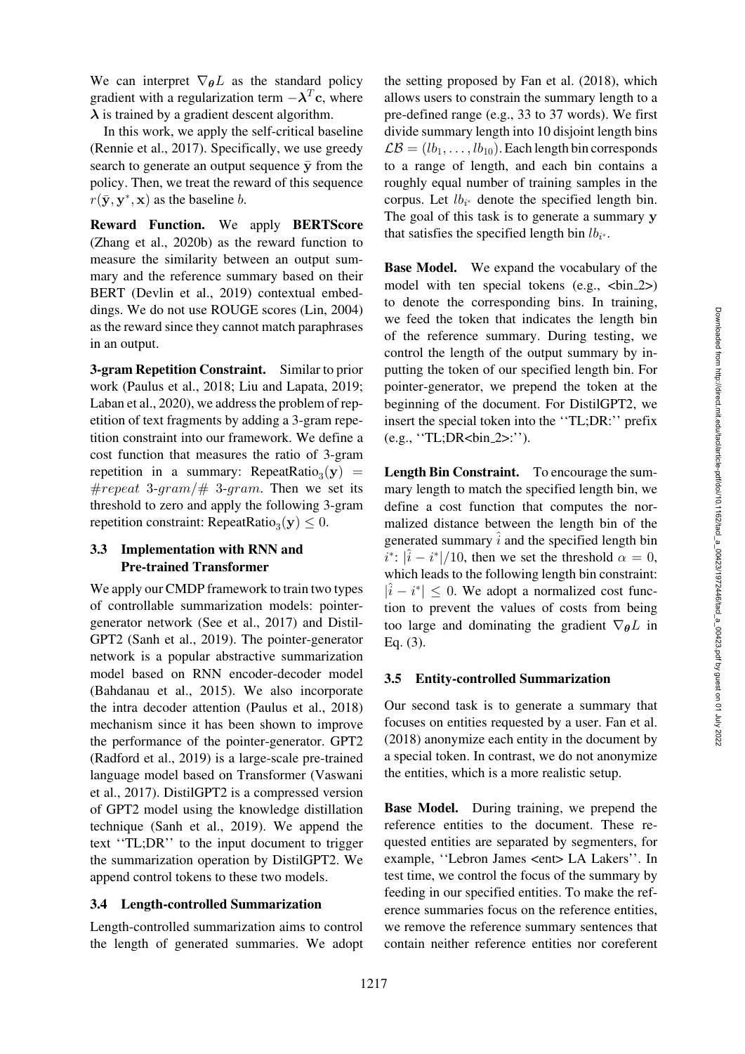We can interpret $\nabla_{\boldsymbol{\theta}} L$ as the standard policy gradient with a regularization term $-\boldsymbol{\lambda}^T \mathbf{c}$, where $\boldsymbol{\lambda}$ is trained by a gradient descent algorithm.

In this work, we apply the self-critical baseline (Rennie et al., 2017). Specifically, we use greedy search to generate an output sequence $\bar{\mathbf{y}}$ from the policy. Then, we treat the reward of this sequence $r(\bar{\mathbf{y}}, \mathbf{y}^*, \mathbf{x})$ as the baseline $b$.

**Reward Function.** We apply **BERTScore** (Zhang et al., 2020b) as the reward function to measure the similarity between an output summary and the reference summary based on their BERT (Devlin et al., 2019) contextual embeddings. We do not use ROUGE scores (Lin, 2004) as the reward since they cannot match paraphrases in an output.

**3-gram Repetition Constraint.** Similar to prior work (Paulus et al., 2018; Liu and Lapata, 2019; Laban et al., 2020), we address the problem of repetition of text fragments by adding a 3-gram repetition constraint into our framework. We define a cost function that measures the ratio of 3-gram repetition in a summary: $\text{RepeatRatio}_3(\mathbf{y}) = \#repeat\ 3\text{-}gram / \#\ 3\text{-}gram$. Then we set its threshold to zero and apply the following 3-gram repetition constraint: $\text{RepeatRatio}_3(\mathbf{y}) \leq 0$.

### 3.3 Implementation with RNN and Pre-trained Transformer

We apply our CMDP framework to train two types of controllable summarization models: pointer-generator network (See et al., 2017) and DistilGPT2 (Sanh et al., 2019). The pointer-generator network is a popular abstractive summarization model based on RNN encoder-decoder model (Bahdanau et al., 2015). We also incorporate the intra decoder attention (Paulus et al., 2018) mechanism since it has been shown to improve the performance of the pointer-generator. GPT2 (Radford et al., 2019) is a large-scale pre-trained language model based on Transformer (Vaswani et al., 2017). DistilGPT2 is a compressed version of GPT2 model using the knowledge distillation technique (Sanh et al., 2019). We append the text ''TL;DR'' to the input document to trigger the summarization operation by DistilGPT2. We append control tokens to these two models.

### 3.4 Length-controlled Summarization

Length-controlled summarization aims to control the length of generated summaries. We adopt the setting proposed by Fan et al. (2018), which allows users to constrain the summary length to a pre-defined range (e.g., 33 to 37 words). We first divide summary length into 10 disjoint length bins $\mathcal{LB} = (lb_1, \ldots, lb_{10})$. Each length bin corresponds to a range of length, and each bin contains a roughly equal number of training samples in the corpus. Let $lb_{i^*}$ denote the specified length bin. The goal of this task is to generate a summary $\mathbf{y}$ that satisfies the specified length bin $lb_{i^*}$.

**Base Model.** We expand the vocabulary of the model with ten special tokens (e.g., <bin_2>) to denote the corresponding bins. In training, we feed the token that indicates the length bin of the reference summary. During testing, we control the length of the output summary by inputting the token of our specified length bin. For pointer-generator, we prepend the token at the beginning of the document. For DistilGPT2, we insert the special token into the ''TL;DR:'' prefix (e.g., ''TL;DR<bin_2>:'').

**Length Bin Constraint.** To encourage the summary length to match the specified length bin, we define a cost function that computes the normalized distance between the length bin of the generated summary $\hat{i}$ and the specified length bin $i^*$: $|\hat{i} - i^*|/10$, then we set the threshold $\alpha = 0$, which leads to the following length bin constraint: $|\hat{i} - i^*| \leq 0$. We adopt a normalized cost function to prevent the values of costs from being too large and dominating the gradient $\nabla_{\boldsymbol{\theta}} L$ in Eq. (3).

### 3.5 Entity-controlled Summarization

Our second task is to generate a summary that focuses on entities requested by a user. Fan et al. (2018) anonymize each entity in the document by a special token. In contrast, we do not anonymize the entities, which is a more realistic setup.

**Base Model.** During training, we prepend the reference entities to the document. These requested entities are separated by segmenters, for example, ''Lebron James <ent> LA Lakers''. In test time, we control the focus of the summary by feeding in our specified entities. To make the reference summaries focus on the reference entities, we remove the reference summary sentences that contain neither reference entities nor coreferent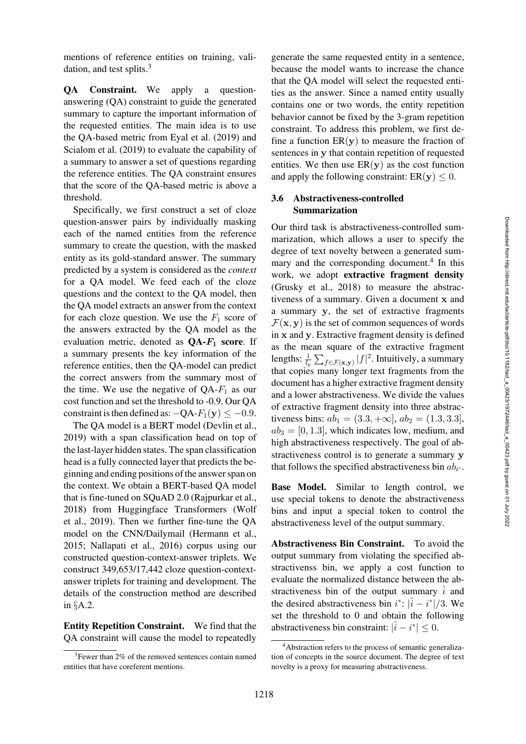mentions of reference entities on training, validation, and test splits.[3]

**QA Constraint.** We apply a question-answering (QA) constraint to guide the generated summary to capture the important information of the requested entities. The main idea is to use the QA-based metric from Eyal et al. (2019) and Scialom et al. (2019) to evaluate the capability of a summary to answer a set of questions regarding the reference entities. The QA constraint ensures that the score of the QA-based metric is above a threshold.

Specifically, we first construct a set of cloze question-answer pairs by individually masking each of the named entities from the reference summary to create the question, with the masked entity as its gold-standard answer. The summary predicted by a system is considered as the *context* for a QA model. We feed each of the cloze questions and the context to the QA model, then the QA model extracts an answer from the context for each cloze question. We use the $F_1$ score of the answers extracted by the QA model as the evaluation metric, denoted as **QA-$F_1$ score**. If a summary presents the key information of the reference entities, then the QA-model can predict the correct answers from the summary most of the time. We use the negative of QA-$F_1$ as our cost function and set the threshold to -0.9. Our QA constraint is then defined as: $-\text{QA-}F_1(\mathbf{y}) \leq -0.9$.

The QA model is a BERT model (Devlin et al., 2019) with a span classification head on top of the last-layer hidden states. The span classification head is a fully connected layer that predicts the beginning and ending positions of the answer span on the context. We obtain a BERT-based QA model that is fine-tuned on SQuAD 2.0 (Rajpurkar et al., 2018) from Huggingface Transformers (Wolf et al., 2019). Then we further fine-tune the QA model on the CNN/Dailymail (Hermann et al., 2015; Nallapati et al., 2016) corpus using our constructed question-context-answer triplets. We construct 349,653/17,442 cloze question-context-answer triplets for training and development. The details of the construction method are described in §A.2.

**Entity Repetition Constraint.** We find that the QA constraint will cause the model to repeatedly generate the same requested entity in a sentence, because the model wants to increase the chance that the QA model will select the requested entities as the answer. Since a named entity usually contains one or two words, the entity repetition behavior cannot be fixed by the 3-gram repetition constraint. To address this problem, we first define a function $\text{ER}(\mathbf{y})$ to measure the fraction of sentences in $\mathbf{y}$ that contain repetition of requested entities. We then use $\text{ER}(\mathbf{y})$ as the cost function and apply the following constraint: $\text{ER}(\mathbf{y}) \leq 0$.

### 3.6 Abstractiveness-controlled Summarization

Our third task is abstractiveness-controlled summarization, which allows a user to specify the degree of text novelty between a generated summary and the corresponding document.[4] In this work, we adopt **extractive fragment density** (Grusky et al., 2018) to measure the abstractiveness of a summary. Given a document $\mathbf{x}$ and a summary $\mathbf{y}$, the set of extractive fragments $\mathcal{F}(\mathbf{x}, \mathbf{y})$ is the set of common sequences of words in $\mathbf{x}$ and $\mathbf{y}$. Extractive fragment density is defined as the mean square of the extractive fragment lengths: $\frac{1}{l_y} \sum_{f \in \mathcal{F}(\mathbf{x}, \mathbf{y})} |f|^2$. Intuitively, a summary that copies many longer text fragments from the document has a higher extractive fragment density and a lower abstractiveness. We divide the values of extractive fragment density into three abstractiveness bins: $ab_1 = (3.3, +\infty]$, $ab_2 = (1.3, 3.3]$, $ab_3 = [0, 1.3]$, which indicates low, medium, and high abstractiveness respectively. The goal of abstractiveness control is to generate a summary $\mathbf{y}$ that follows the specified abstractiveness bin $ab_{i^*}$.

**Base Model.** Similar to length control, we use special tokens to denote the abstractiveness bins and input a special token to control the abstractiveness level of the output summary.

**Abstractiveness Bin Constraint.** To avoid the output summary from violating the specified abstractivenss bin, we apply a cost function to evaluate the normalized distance between the abstractiveness bin of the output summary $\hat{i}$ and the desired abstractiveness bin $i^*$: $|\hat{i} - i^*|/3$. We set the threshold to 0 and obtain the following abstractiveness bin constraint: $|\hat{i} - i^*| \leq 0$.

[3] Fewer than 2% of the removed sentences contain named entities that have coreferent mentions.

[4] Abstraction refers to the process of semantic generalization of concepts in the source document. The degree of text novelty is a proxy for measuring abstractiveness.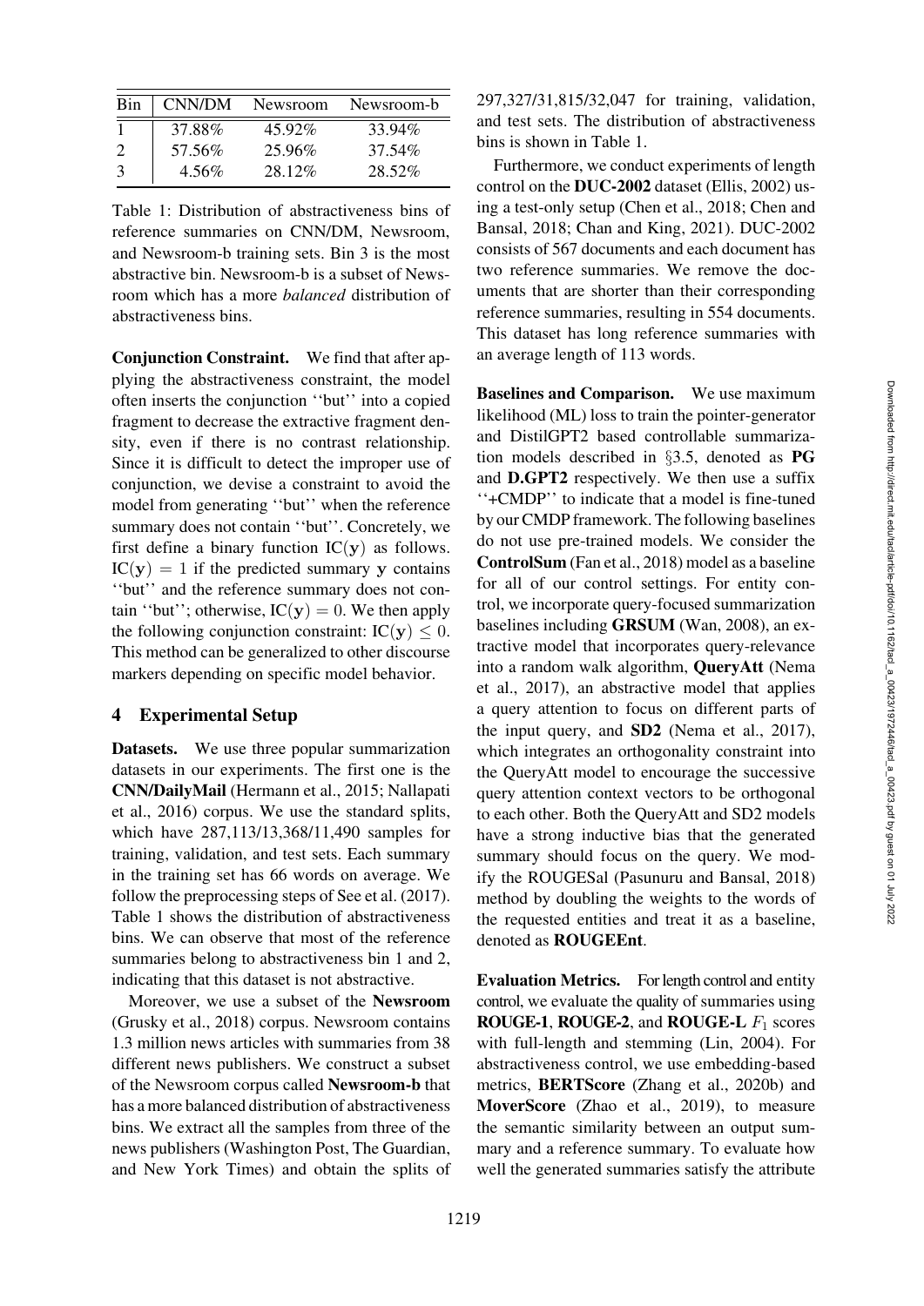| Bin | CNN/DM | Newsroom | Newsroom-b |
|---|---|---|---|
| 1 | 37.88% | 45.92% | 33.94% |
| 2 | 57.56% | 25.96% | 37.54% |
| 3 | 4.56% | 28.12% | 28.52% |

Table 1: Distribution of abstractiveness bins of reference summaries on CNN/DM, Newsroom, and Newsroom-b training sets. Bin 3 is the most abstractive bin. Newsroom-b is a subset of Newsroom which has a more *balanced* distribution of abstractiveness bins.

**Conjunction Constraint.** We find that after applying the abstractiveness constraint, the model often inserts the conjunction ''but'' into a copied fragment to decrease the extractive fragment density, even if there is no contrast relationship. Since it is difficult to detect the improper use of conjunction, we devise a constraint to avoid the model from generating ''but'' when the reference summary does not contain ''but''. Concretely, we first define a binary function $\text{IC}(\mathbf{y})$ as follows. $\text{IC}(\mathbf{y}) = 1$ if the predicted summary $\mathbf{y}$ contains ''but'' and the reference summary does not contain ''but''; otherwise, $\text{IC}(\mathbf{y}) = 0$. We then apply the following conjunction constraint: $\text{IC}(\mathbf{y}) \leq 0$. This method can be generalized to other discourse markers depending on specific model behavior.

## 4 Experimental Setup

**Datasets.** We use three popular summarization datasets in our experiments. The first one is the **CNN/DailyMail** (Hermann et al., 2015; Nallapati et al., 2016) corpus. We use the standard splits, which have 287,113/13,368/11,490 samples for training, validation, and test sets. Each summary in the training set has 66 words on average. We follow the preprocessing steps of See et al. (2017). Table 1 shows the distribution of abstractiveness bins. We can observe that most of the reference summaries belong to abstractiveness bin 1 and 2, indicating that this dataset is not abstractive.

Moreover, we use a subset of the **Newsroom** (Grusky et al., 2018) corpus. Newsroom contains 1.3 million news articles with summaries from 38 different news publishers. We construct a subset of the Newsroom corpus called **Newsroom-b** that has a more balanced distribution of abstractiveness bins. We extract all the samples from three of the news publishers (Washington Post, The Guardian, and New York Times) and obtain the splits of 297,327/31,815/32,047 for training, validation, and test sets. The distribution of abstractiveness bins is shown in Table 1.

Furthermore, we conduct experiments of length control on the **DUC-2002** dataset (Ellis, 2002) using a test-only setup (Chen et al., 2018; Chen and Bansal, 2018; Chan and King, 2021). DUC-2002 consists of 567 documents and each document has two reference summaries. We remove the documents that are shorter than their corresponding reference summaries, resulting in 554 documents. This dataset has long reference summaries with an average length of 113 words.

**Baselines and Comparison.** We use maximum likelihood (ML) loss to train the pointer-generator and DistilGPT2 based controllable summarization models described in §3.5, denoted as **PG** and **D.GPT2** respectively. We then use a suffix ''+CMDP'' to indicate that a model is fine-tuned by our CMDP framework. The following baselines do not use pre-trained models. We consider the **ControlSum** (Fan et al., 2018) model as a baseline for all of our control settings. For entity control, we incorporate query-focused summarization baselines including **GRSUM** (Wan, 2008), an extractive model that incorporates query-relevance into a random walk algorithm, **QueryAtt** (Nema et al., 2017), an abstractive model that applies a query attention to focus on different parts of the input query, and **SD2** (Nema et al., 2017), which integrates an orthogonality constraint into the QueryAtt model to encourage the successive query attention context vectors to be orthogonal to each other. Both the QueryAtt and SD2 models have a strong inductive bias that the generated summary should focus on the query. We modify the ROUGESal (Pasunuru and Bansal, 2018) method by doubling the weights to the words of the requested entities and treat it as a baseline, denoted as **ROUGEEnt**.

**Evaluation Metrics.** For length control and entity control, we evaluate the quality of summaries using **ROUGE-1**, **ROUGE-2**, and **ROUGE-L** $F_1$ scores with full-length and stemming (Lin, 2004). For abstractiveness control, we use embedding-based metrics, **BERTScore** (Zhang et al., 2020b) and **MoverScore** (Zhao et al., 2019), to measure the semantic similarity between an output summary and a reference summary. To evaluate how well the generated summaries satisfy the attribute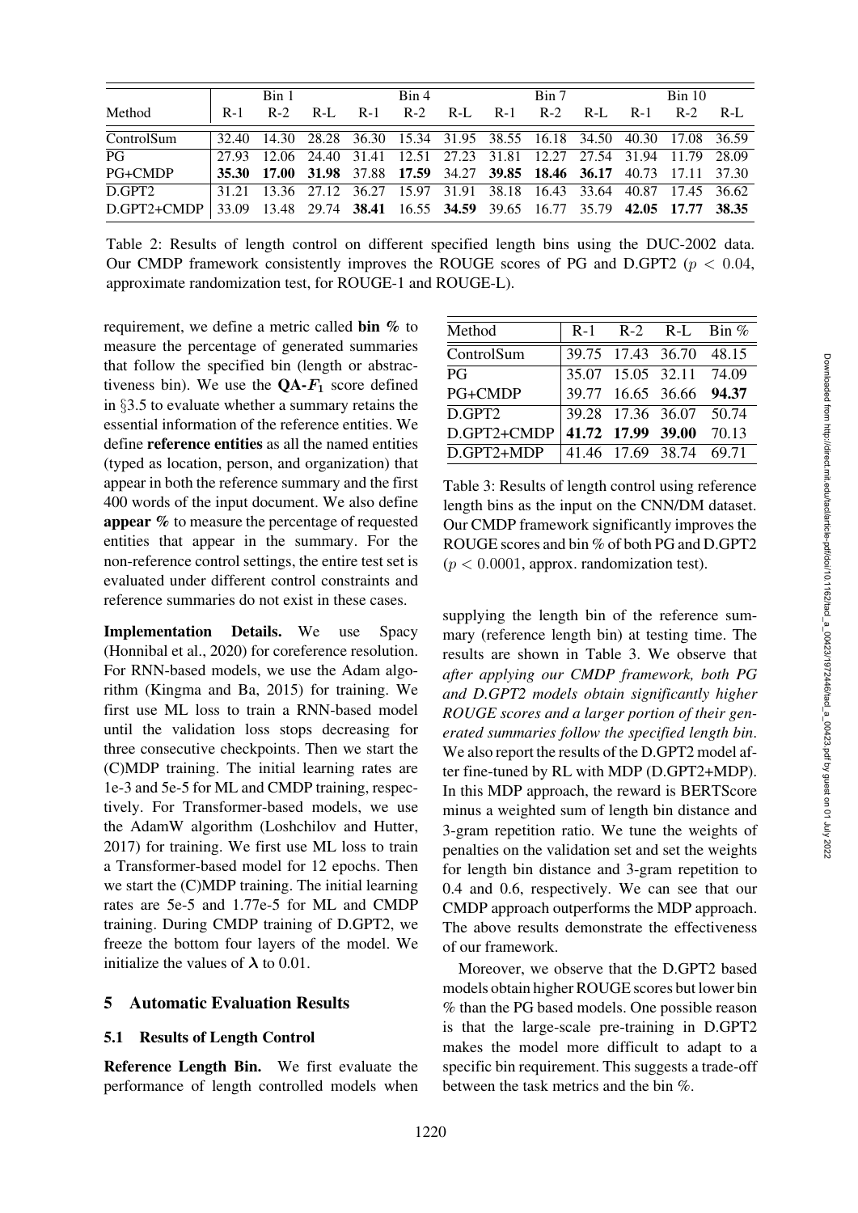| Method | Bin 1 | | | Bin 4 | | | Bin 7 | | | Bin 10 | | |
|---|---|---|---|---|---|---|---|---|---|---|---|---|
| | R-1 | R-2 | R-L | R-1 | R-2 | R-L | R-1 | R-2 | R-L | R-1 | R-2 | R-L |
| ControlSum | 32.40 | 14.30 | 28.28 | 36.30 | 15.34 | 31.95 | 38.55 | 16.18 | 34.50 | 40.30 | 17.08 | 36.59 |
| PG | 27.93 | 12.06 | 24.40 | 31.41 | 12.51 | 27.23 | 31.81 | 12.27 | 27.54 | 31.94 | 11.79 | 28.09 |
| PG+CMDP | **35.30** | **17.00** | **31.98** | 37.88 | **17.59** | 34.27 | **39.85** | **18.46** | **36.17** | 40.73 | 17.11 | 37.30 |
| D.GPT2 | 31.21 | 13.36 | 27.12 | 36.27 | 15.97 | 31.91 | 38.18 | 16.43 | 33.64 | 40.87 | 17.45 | 36.62 |
| D.GPT2+CMDP | 33.09 | 13.48 | 29.74 | **38.41** | 16.55 | **34.59** | 39.65 | 16.77 | 35.79 | **42.05** | **17.77** | **38.35** |

Table 2: Results of length control on different specified length bins using the DUC-2002 data. Our CMDP framework consistently improves the ROUGE scores of PG and D.GPT2 ($p < 0.04$, approximate randomization test, for ROUGE-1 and ROUGE-L).

requirement, we define a metric called **bin %** to measure the percentage of generated summaries that follow the specified bin (length or abstractiveness bin). We use the **QA-$F_1$** score defined in §3.5 to evaluate whether a summary retains the essential information of the reference entities. We define **reference entities** as all the named entities (typed as location, person, and organization) that appear in both the reference summary and the first 400 words of the input document. We also define **appear %** to measure the percentage of requested entities that appear in the summary. For the non-reference control settings, the entire test set is evaluated under different control constraints and reference summaries do not exist in these cases.

**Implementation Details.** We use Spacy (Honnibal et al., 2020) for coreference resolution. For RNN-based models, we use the Adam algorithm (Kingma and Ba, 2015) for training. We first use ML loss to train a RNN-based model until the validation loss stops decreasing for three consecutive checkpoints. Then we start the (C)MDP training. The initial learning rates are 1e-3 and 5e-5 for ML and CMDP training, respectively. For Transformer-based models, we use the AdamW algorithm (Loshchilov and Hutter, 2017) for training. We first use ML loss to train a Transformer-based model for 12 epochs. Then we start the (C)MDP training. The initial learning rates are 5e-5 and 1.77e-5 for ML and CMDP training. During CMDP training of D.GPT2, we freeze the bottom four layers of the model. We initialize the values of $\boldsymbol{\lambda}$ to 0.01.

## 5 Automatic Evaluation Results

### 5.1 Results of Length Control

**Reference Length Bin.** We first evaluate the performance of length controlled models when supplying the length bin of the reference summary (reference length bin) at testing time. The results are shown in Table 3. We observe that *after applying our CMDP framework, both PG and D.GPT2 models obtain significantly higher ROUGE scores and a larger portion of their generated summaries follow the specified length bin*. We also report the results of the D.GPT2 model after fine-tuned by RL with MDP (D.GPT2+MDP). In this MDP approach, the reward is BERTScore minus a weighted sum of length bin distance and 3-gram repetition ratio. We tune the weights of penalties on the validation set and set the weights for length bin distance and 3-gram repetition to 0.4 and 0.6, respectively. We can see that our CMDP approach outperforms the MDP approach. The above results demonstrate the effectiveness of our framework.

| Method | R-1 | R-2 | R-L | Bin % |
|---|---|---|---|---|
| ControlSum | 39.75 | 17.43 | 36.70 | 48.15 |
| PG | 35.07 | 15.05 | 32.11 | 74.09 |
| PG+CMDP | 39.77 | 16.65 | 36.66 | **94.37** |
| D.GPT2 | 39.28 | 17.36 | 36.07 | 50.74 |
| D.GPT2+CMDP | **41.72** | **17.99** | **39.00** | 70.13 |
| D.GPT2+MDP | 41.46 | 17.69 | 38.74 | 69.71 |

Table 3: Results of length control using reference length bins as the input on the CNN/DM dataset. Our CMDP framework significantly improves the ROUGE scores and bin % of both PG and D.GPT2 ($p < 0.0001$, approx. randomization test).

Moreover, we observe that the D.GPT2 based models obtain higher ROUGE scores but lower bin % than the PG based models. One possible reason is that the large-scale pre-training in D.GPT2 makes the model more difficult to adapt to a specific bin requirement. This suggests a trade-off between the task metrics and the bin %.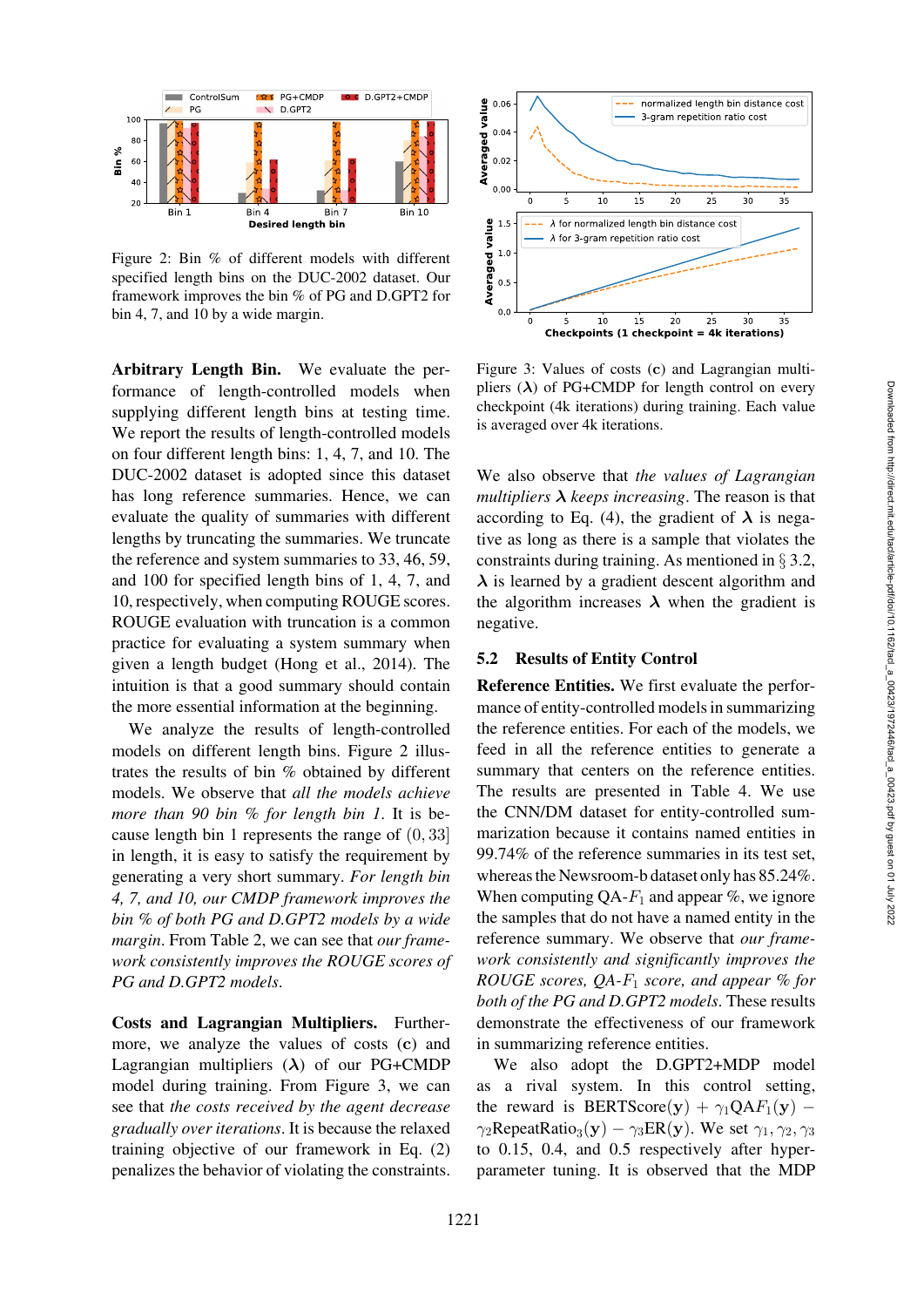Figure 2: Bin % of different models with different specified length bins on the DUC-2002 dataset. Our framework improves the bin % of PG and D.GPT2 for bin 4, 7, and 10 by a wide margin.

Figure 3: Values of costs (**c**) and Lagrangian multipliers (**λ**) of PG+CMDP for length control on every checkpoint (4k iterations) during training. Each value is averaged over 4k iterations.

**Arbitrary Length Bin.** We evaluate the performance of length-controlled models when supplying different length bins at testing time. We report the results of length-controlled models on four different length bins: 1, 4, 7, and 10. The DUC-2002 dataset is adopted since this dataset has long reference summaries. Hence, we can evaluate the quality of summaries with different lengths by truncating the summaries. We truncate the reference and system summaries to 33, 46, 59, and 100 for specified length bins of 1, 4, 7, and 10, respectively, when computing ROUGE scores. ROUGE evaluation with truncation is a common practice for evaluating a system summary when given a length budget (Hong et al., 2014). The intuition is that a good summary should contain the more essential information at the beginning.

We analyze the results of length-controlled models on different length bins. Figure 2 illustrates the results of bin % obtained by different models. We observe that *all the models achieve more than 90 bin % for length bin 1*. It is because length bin 1 represents the range of $(0, 33]$ in length, it is easy to satisfy the requirement by generating a very short summary. *For length bin 4, 7, and 10, our CMDP framework improves the bin % of both PG and D.GPT2 models by a wide margin*. From Table 2, we can see that *our framework consistently improves the ROUGE scores of PG and D.GPT2 models.*

**Costs and Lagrangian Multipliers.** Furthermore, we analyze the values of costs (**c**) and Lagrangian multipliers (**λ**) of our PG+CMDP model during training. From Figure 3, we can see that *the costs received by the agent decrease gradually over iterations*. It is because the relaxed training objective of our framework in Eq. (2) penalizes the behavior of violating the constraints.

We also observe that *the values of Lagrangian multipliers* **λ** *keeps increasing*. The reason is that according to Eq. (4), the gradient of **λ** is negative as long as there is a sample that violates the constraints during training. As mentioned in § 3.2, **λ** is learned by a gradient descent algorithm and the algorithm increases **λ** when the gradient is negative.

## 5.2 Results of Entity Control

**Reference Entities.** We first evaluate the performance of entity-controlled models in summarizing the reference entities. For each of the models, we feed in all the reference entities to generate a summary that centers on the reference entities. The results are presented in Table 4. We use the CNN/DM dataset for entity-controlled summarization because it contains named entities in 99.74% of the reference summaries in its test set, whereas the Newsroom-b dataset only has 85.24%. When computing QA-$F_1$ and appear %, we ignore the samples that do not have a named entity in the reference summary. We observe that *our framework consistently and significantly improves the ROUGE scores, QA-$F_1$ score, and appear % for both of the PG and D.GPT2 models*. These results demonstrate the effectiveness of our framework in summarizing reference entities.

We also adopt the D.GPT2+MDP model as a rival system. In this control setting, the reward is $\text{BERTScore}(\mathbf{y}) + \gamma_1 \text{QA}F_1(\mathbf{y}) - \gamma_2 \text{RepeatRatio}_3(\mathbf{y}) - \gamma_3 \text{ER}(\mathbf{y})$. We set $\gamma_1, \gamma_2, \gamma_3$ to 0.15, 0.4, and 0.5 respectively after hyperparameter tuning. It is observed that the MDP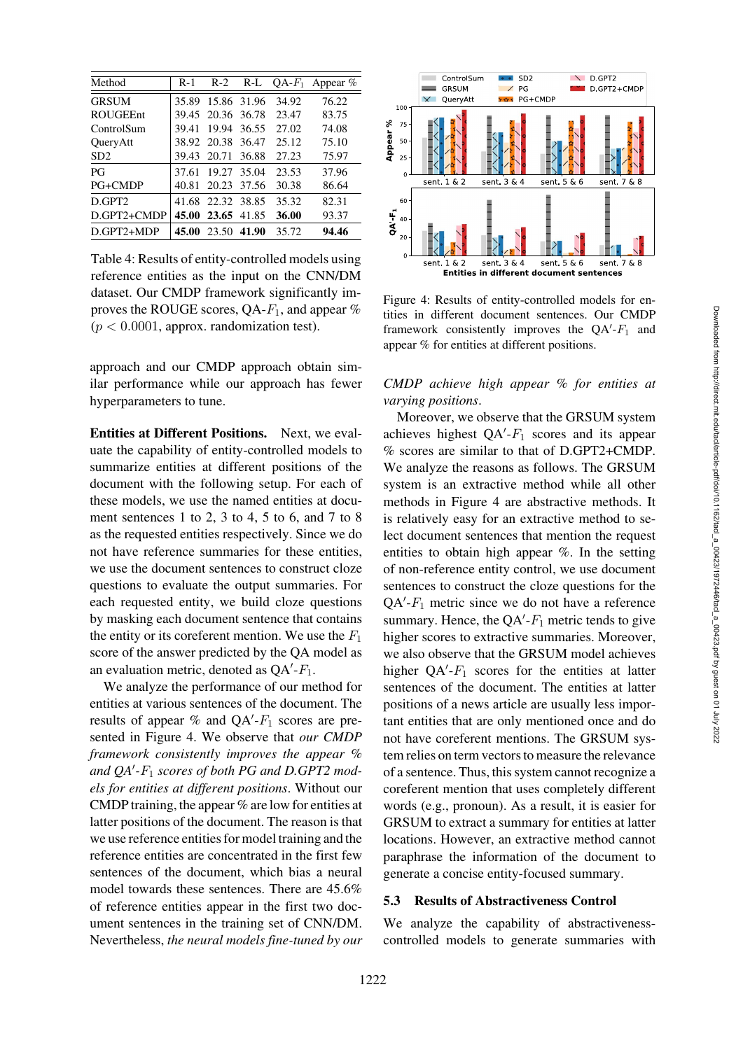| Method | R-1 | R-2 | R-L | QA-$F_1$ | Appear % |
|---|---|---|---|---|---|
| GRSUM | 35.89 | 15.86 | 31.96 | 34.92 | 76.22 |
| ROUGEEnt | 39.45 | 20.36 | 36.78 | 23.47 | 83.75 |
| ControlSum | 39.41 | 19.94 | 36.55 | 27.02 | 74.08 |
| QueryAtt | 38.92 | 20.38 | 36.47 | 25.12 | 75.10 |
| SD2 | 39.43 | 20.71 | 36.88 | 27.23 | 75.97 |
| PG | 37.61 | 19.27 | 35.04 | 23.53 | 37.96 |
| PG+CMDP | 40.81 | 20.23 | 37.56 | 30.38 | 86.64 |
| D.GPT2 | 41.68 | 22.32 | 38.85 | 35.32 | 82.31 |
| D.GPT2+CMDP | **45.00** | **23.65** | 41.85 | **36.00** | 93.37 |
| D.GPT2+MDP | **45.00** | 23.50 | **41.90** | 35.72 | **94.46** |

Table 4: Results of entity-controlled models using reference entities as the input on the CNN/DM dataset. Our CMDP framework significantly improves the ROUGE scores, QA-$F_1$, and appear % ($p < 0.0001$, approx. randomization test).

approach and our CMDP approach obtain similar performance while our approach has fewer hyperparameters to tune.

**Entities at Different Positions.** Next, we evaluate the capability of entity-controlled models to summarize entities at different positions of the document with the following setup. For each of these models, we use the named entities at document sentences 1 to 2, 3 to 4, 5 to 6, and 7 to 8 as the requested entities respectively. Since we do not have reference summaries for these entities, we use the document sentences to construct cloze questions to evaluate the output summaries. For each requested entity, we build cloze questions by masking each document sentence that contains the entity or its coreferent mention. We use the $F_1$ score of the answer predicted by the QA model as an evaluation metric, denoted as QA$'$-$F_1$.

We analyze the performance of our method for entities at various sentences of the document. The results of appear % and QA$'$-$F_1$ scores are presented in Figure 4. We observe that *our CMDP framework consistently improves the appear % and QA$'$-$F_1$ scores of both PG and D.GPT2 models for entities at different positions*. Without our CMDP training, the appear % are low for entities at latter positions of the document. The reason is that we use reference entities for model training and the reference entities are concentrated in the first few sentences of the document, which bias a neural model towards these sentences. There are 45.6% of reference entities appear in the first two document sentences in the training set of CNN/DM. Nevertheless, *the neural models fine-tuned by our CMDP achieve high appear % for entities at varying positions*.

Figure 4: Results of entity-controlled models for entities in different document sentences. Our CMDP framework consistently improves the QA$'$-$F_1$ and appear % for entities at different positions.

Moreover, we observe that the GRSUM system achieves highest QA$'$-$F_1$ scores and its appear % scores are similar to that of D.GPT2+CMDP. We analyze the reasons as follows. The GRSUM system is an extractive method while all other methods in Figure 4 are abstractive methods. It is relatively easy for an extractive method to select document sentences that mention the request entities to obtain high appear %. In the setting of non-reference entity control, we use document sentences to construct the cloze questions for the QA$'$-$F_1$ metric since we do not have a reference summary. Hence, the QA$'$-$F_1$ metric tends to give higher scores to extractive summaries. Moreover, we also observe that the GRSUM model achieves higher QA$'$-$F_1$ scores for the entities at latter sentences of the document. The entities at latter positions of a news article are usually less important entities that are only mentioned once and do not have coreferent mentions. The GRSUM system relies on term vectors to measure the relevance of a sentence. Thus, this system cannot recognize a coreferent mention that uses completely different words (e.g., pronoun). As a result, it is easier for GRSUM to extract a summary for entities at latter locations. However, an extractive method cannot paraphrase the information of the document to generate a concise entity-focused summary.

### 5.3 Results of Abstractiveness Control

We analyze the capability of abstractiveness-controlled models to generate summaries with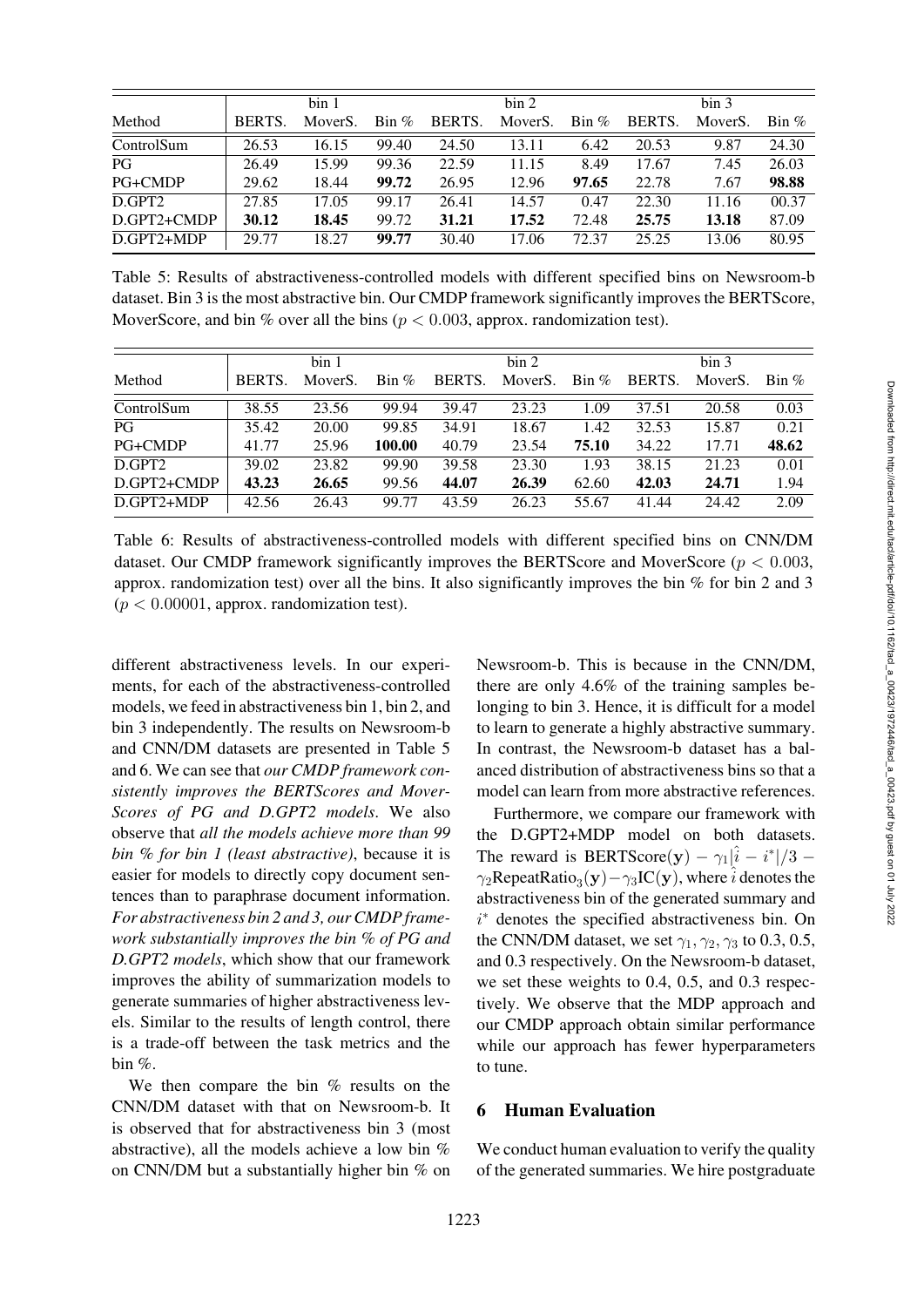| Method | bin 1 | | | bin 2 | | | bin 3 | | |
|---|---|---|---|---|---|---|---|---|---|
| | BERTS. | MoverS. | Bin % | BERTS. | MoverS. | Bin % | BERTS. | MoverS. | Bin % |
| ControlSum | 26.53 | 16.15 | 99.40 | 24.50 | 13.11 | 6.42 | 20.53 | 9.87 | 24.30 |
| PG | 26.49 | 15.99 | 99.36 | 22.59 | 11.15 | 8.49 | 17.67 | 7.45 | 26.03 |
| PG+CMDP | 29.62 | 18.44 | **99.72** | 26.95 | 12.96 | **97.65** | 22.78 | 7.67 | **98.88** |
| D.GPT2 | 27.85 | 17.05 | 99.17 | 26.41 | 14.57 | 0.47 | 22.30 | 11.16 | 00.37 |
| D.GPT2+CMDP | **30.12** | **18.45** | 99.72 | **31.21** | **17.52** | 72.48 | **25.75** | **13.18** | 87.09 |
| D.GPT2+MDP | 29.77 | 18.27 | **99.77** | 30.40 | 17.06 | 72.37 | 25.25 | 13.06 | 80.95 |

Table 5: Results of abstractiveness-controlled models with different specified bins on Newsroom-b dataset. Bin 3 is the most abstractive bin. Our CMDP framework significantly improves the BERTScore, MoverScore, and bin % over all the bins ($p < 0.003$, approx. randomization test).

| Method | bin 1 | | | bin 2 | | | bin 3 | | |
|---|---|---|---|---|---|---|---|---|---|
| | BERTS. | MoverS. | Bin % | BERTS. | MoverS. | Bin % | BERTS. | MoverS. | Bin % |
| ControlSum | 38.55 | 23.56 | 99.94 | 39.47 | 23.23 | 1.09 | 37.51 | 20.58 | 0.03 |
| PG | 35.42 | 20.00 | 99.85 | 34.91 | 18.67 | 1.42 | 32.53 | 15.87 | 0.21 |
| PG+CMDP | 41.77 | 25.96 | **100.00** | 40.79 | 23.54 | **75.10** | 34.22 | 17.71 | **48.62** |
| D.GPT2 | 39.02 | 23.82 | 99.90 | 39.58 | 23.30 | 1.93 | 38.15 | 21.23 | 0.01 |
| D.GPT2+CMDP | **43.23** | **26.65** | 99.56 | **44.07** | **26.39** | 62.60 | **42.03** | **24.71** | 1.94 |
| D.GPT2+MDP | 42.56 | 26.43 | 99.77 | 43.59 | 26.23 | 55.67 | 41.44 | 24.42 | 2.09 |

Table 6: Results of abstractiveness-controlled models with different specified bins on CNN/DM dataset. Our CMDP framework significantly improves the BERTScore and MoverScore ($p < 0.003$, approx. randomization test) over all the bins. It also significantly improves the bin % for bin 2 and 3 ($p < 0.00001$, approx. randomization test).

different abstractiveness levels. In our experiments, for each of the abstractiveness-controlled models, we feed in abstractiveness bin 1, bin 2, and bin 3 independently. The results on Newsroom-b and CNN/DM datasets are presented in Table 5 and 6. We can see that *our CMDP framework consistently improves the BERTScores and MoverScores of PG and D.GPT2 models*. We also observe that *all the models achieve more than 99 bin % for bin 1 (least abstractive)*, because it is easier for models to directly copy document sentences than to paraphrase document information. *For abstractiveness bin 2 and 3, our CMDP framework substantially improves the bin % of PG and D.GPT2 models*, which show that our framework improves the ability of summarization models to generate summaries of higher abstractiveness levels. Similar to the results of length control, there is a trade-off between the task metrics and the bin %.

We then compare the bin % results on the CNN/DM dataset with that on Newsroom-b. It is observed that for abstractiveness bin 3 (most abstractive), all the models achieve a low bin % on CNN/DM but a substantially higher bin % on Newsroom-b. This is because in the CNN/DM, there are only 4.6% of the training samples belonging to bin 3. Hence, it is difficult for a model to learn to generate a highly abstractive summary. In contrast, the Newsroom-b dataset has a balanced distribution of abstractiveness bins so that a model can learn from more abstractive references.

Furthermore, we compare our framework with the D.GPT2+MDP model on both datasets. The reward is $\text{BERTScore}(\mathbf{y}) - \gamma_1|\hat{i} - i^*|/3 - \gamma_2\text{RepeatRatio}_3(\mathbf{y}) - \gamma_3\text{IC}(\mathbf{y})$, where $\hat{i}$ denotes the abstractiveness bin of the generated summary and $i^*$ denotes the specified abstractiveness bin. On the CNN/DM dataset, we set $\gamma_1, \gamma_2, \gamma_3$ to 0.3, 0.5, and 0.3 respectively. On the Newsroom-b dataset, we set these weights to 0.4, 0.5, and 0.3 respectively. We observe that the MDP approach and our CMDP approach obtain similar performance while our approach has fewer hyperparameters to tune.

## 6 Human Evaluation

We conduct human evaluation to verify the quality of the generated summaries. We hire postgraduate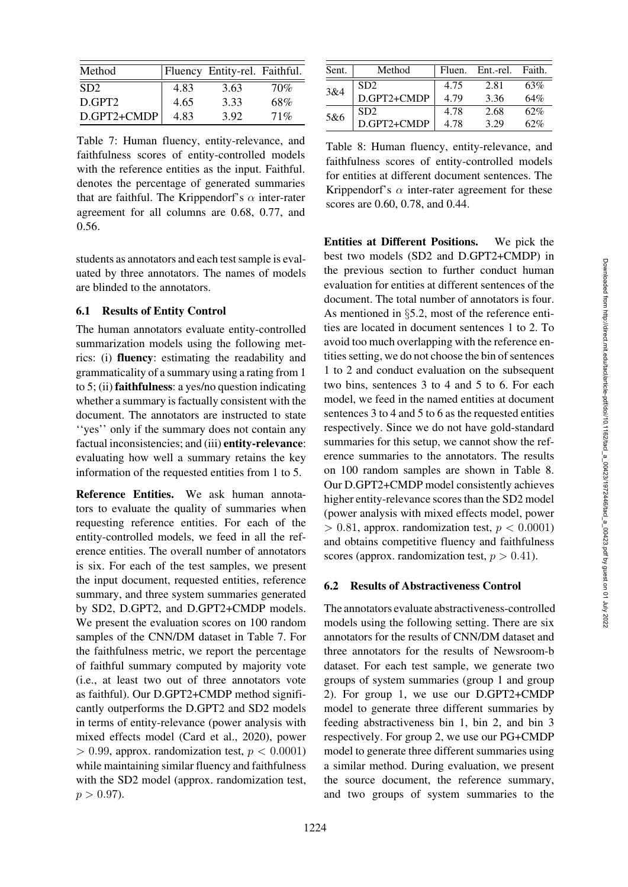| Method | Fluency | Entity-rel. | Faithful. |
|---|---|---|---|
| SD2 | 4.83 | 3.63 | 70% |
| D.GPT2 | 4.65 | 3.33 | 68% |
| D.GPT2+CMDP | 4.83 | 3.92 | 71% |

Table 7: Human fluency, entity-relevance, and faithfulness scores of entity-controlled models with the reference entities as the input. Faithful. denotes the percentage of generated summaries that are faithful. The Krippendorf's $\alpha$ inter-rater agreement for all columns are 0.68, 0.77, and 0.56.

students as annotators and each test sample is evaluated by three annotators. The names of models are blinded to the annotators.

### 6.1 Results of Entity Control

The human annotators evaluate entity-controlled summarization models using the following metrics: (i) **fluency**: estimating the readability and grammaticality of a summary using a rating from 1 to 5; (ii) **faithfulness**: a yes/no question indicating whether a summary is factually consistent with the document. The annotators are instructed to state ''yes'' only if the summary does not contain any factual inconsistencies; and (iii) **entity-relevance**: evaluating how well a summary retains the key information of the requested entities from 1 to 5.

**Reference Entities.** We ask human annotators to evaluate the quality of summaries when requesting reference entities. For each of the entity-controlled models, we feed in all the reference entities. The overall number of annotators is six. For each of the test samples, we present the input document, requested entities, reference summary, and three system summaries generated by SD2, D.GPT2, and D.GPT2+CMDP models. We present the evaluation scores on 100 random samples of the CNN/DM dataset in Table 7. For the faithfulness metric, we report the percentage of faithful summary computed by majority vote (i.e., at least two out of three annotators vote as faithful). Our D.GPT2+CMDP method significantly outperforms the D.GPT2 and SD2 models in terms of entity-relevance (power analysis with mixed effects model (Card et al., 2020), power $> 0.99$, approx. randomization test, $p < 0.0001$) while maintaining similar fluency and faithfulness with the SD2 model (approx. randomization test, $p > 0.97$).

| Sent. | Method | Fluen. | Ent.-rel. | Faith. |
|---|---|---|---|---|
| 3&4 | SD2 | 4.75 | 2.81 | 63% |
| | D.GPT2+CMDP | 4.79 | 3.36 | 64% |
| 5&6 | SD2 | 4.78 | 2.68 | 62% |
| | D.GPT2+CMDP | 4.78 | 3.29 | 62% |

Table 8: Human fluency, entity-relevance, and faithfulness scores of entity-controlled models for entities at different document sentences. The Krippendorf's $\alpha$ inter-rater agreement for these scores are 0.60, 0.78, and 0.44.

**Entities at Different Positions.** We pick the best two models (SD2 and D.GPT2+CMDP) in the previous section to further conduct human evaluation for entities at different sentences of the document. The total number of annotators is four. As mentioned in §5.2, most of the reference entities are located in document sentences 1 to 2. To avoid too much overlapping with the reference entities setting, we do not choose the bin of sentences 1 to 2 and conduct evaluation on the subsequent two bins, sentences 3 to 4 and 5 to 6. For each model, we feed in the named entities at document sentences 3 to 4 and 5 to 6 as the requested entities respectively. Since we do not have gold-standard summaries for this setup, we cannot show the reference summaries to the annotators. The results on 100 random samples are shown in Table 8. Our D.GPT2+CMDP model consistently achieves higher entity-relevance scores than the SD2 model (power analysis with mixed effects model, power $> 0.81$, approx. randomization test, $p < 0.0001$) and obtains competitive fluency and faithfulness scores (approx. randomization test, $p > 0.41$).

### 6.2 Results of Abstractiveness Control

The annotators evaluate abstractiveness-controlled models using the following setting. There are six annotators for the results of CNN/DM dataset and three annotators for the results of Newsroom-b dataset. For each test sample, we generate two groups of system summaries (group 1 and group 2). For group 1, we use our D.GPT2+CMDP model to generate three different summaries by feeding abstractiveness bin 1, bin 2, and bin 3 respectively. For group 2, we use our PG+CMDP model to generate three different summaries using a similar method. During evaluation, we present the source document, the reference summary, and two groups of system summaries to the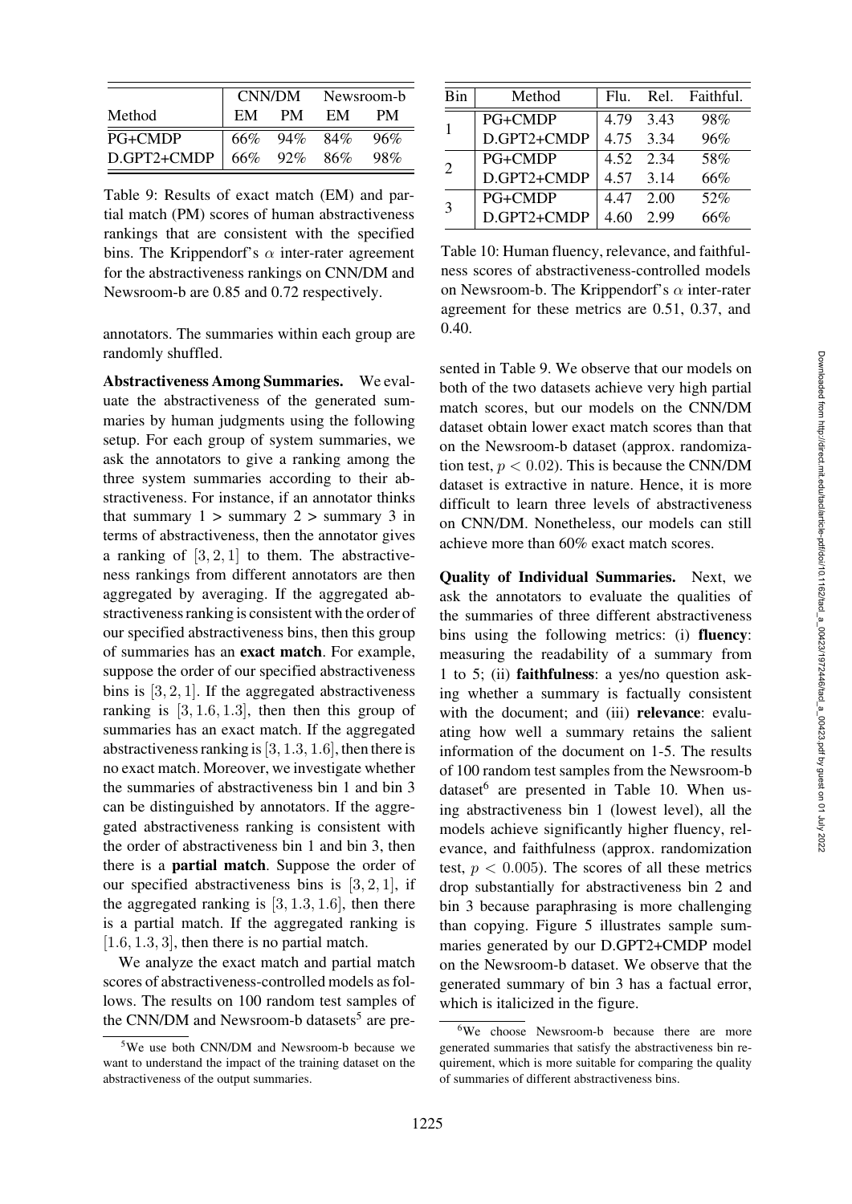| Method | CNN/DM | | Newsroom-b | |
|---|---|---|---|---|
| | EM | PM | EM | PM |
| PG+CMDP | 66% | 94% | 84% | 96% |
| D.GPT2+CMDP | 66% | 92% | 86% | 98% |

Table 9: Results of exact match (EM) and partial match (PM) scores of human abstractiveness rankings that are consistent with the specified bins. The Krippendorf's $\alpha$ inter-rater agreement for the abstractiveness rankings on CNN/DM and Newsroom-b are 0.85 and 0.72 respectively.

annotators. The summaries within each group are randomly shuffled.

**Abstractiveness Among Summaries.** We evaluate the abstractiveness of the generated summaries by human judgments using the following setup. For each group of system summaries, we ask the annotators to give a ranking among the three system summaries according to their abstractiveness. For instance, if an annotator thinks that summary 1 > summary 2 > summary 3 in terms of abstractiveness, then the annotator gives a ranking of $[3, 2, 1]$ to them. The abstractiveness rankings from different annotators are then aggregated by averaging. If the aggregated abstractiveness ranking is consistent with the order of our specified abstractiveness bins, then this group of summaries has an **exact match**. For example, suppose the order of our specified abstractiveness bins is $[3, 2, 1]$. If the aggregated abstractiveness ranking is $[3, 1.6, 1.3]$, then then this group of summaries has an exact match. If the aggregated abstractiveness ranking is $[3, 1.3, 1.6]$, then there is no exact match. Moreover, we investigate whether the summaries of abstractiveness bin 1 and bin 3 can be distinguished by annotators. If the aggregated abstractiveness ranking is consistent with the order of abstractiveness bin 1 and bin 3, then there is a **partial match**. Suppose the order of our specified abstractiveness bins is $[3, 2, 1]$, if the aggregated ranking is $[3, 1.3, 1.6]$, then there is a partial match. If the aggregated ranking is $[1.6, 1.3, 3]$, then there is no partial match.

We analyze the exact match and partial match scores of abstractiveness-controlled models as follows. The results on 100 random test samples of the CNN/DM and Newsroom-b datasets[5] are presented in Table 9. We observe that our models on both of the two datasets achieve very high partial match scores, but our models on the CNN/DM dataset obtain lower exact match scores than that on the Newsroom-b dataset (approx. randomization test, $p < 0.02$). This is because the CNN/DM dataset is extractive in nature. Hence, it is more difficult to learn three levels of abstractiveness on CNN/DM. Nonetheless, our models can still achieve more than 60% exact match scores.

[5]We use both CNN/DM and Newsroom-b because we want to understand the impact of the training dataset on the abstractiveness of the output summaries.

| Bin | Method | Flu. | Rel. | Faithful. |
|---|---|---|---|---|
| 1 | PG+CMDP | 4.79 | 3.43 | 98% |
| | D.GPT2+CMDP | 4.75 | 3.34 | 96% |
| 2 | PG+CMDP | 4.52 | 2.34 | 58% |
| | D.GPT2+CMDP | 4.57 | 3.14 | 66% |
| 3 | PG+CMDP | 4.47 | 2.00 | 52% |
| | D.GPT2+CMDP | 4.60 | 2.99 | 66% |

Table 10: Human fluency, relevance, and faithfulness scores of abstractiveness-controlled models on Newsroom-b. The Krippendorf's $\alpha$ inter-rater agreement for these metrics are 0.51, 0.37, and 0.40.

**Quality of Individual Summaries.** Next, we ask the annotators to evaluate the qualities of the summaries of three different abstractiveness bins using the following metrics: (i) **fluency**: measuring the readability of a summary from 1 to 5; (ii) **faithfulness**: a yes/no question asking whether a summary is factually consistent with the document; and (iii) **relevance**: evaluating how well a summary retains the salient information of the document on 1-5. The results of 100 random test samples from the Newsroom-b dataset[6] are presented in Table 10. When using abstractiveness bin 1 (lowest level), all the models achieve significantly higher fluency, relevance, and faithfulness (approx. randomization test, $p < 0.005$). The scores of all these metrics drop substantially for abstractiveness bin 2 and bin 3 because paraphrasing is more challenging than copying. Figure 5 illustrates sample summaries generated by our D.GPT2+CMDP model on the Newsroom-b dataset. We observe that the generated summary of bin 3 has a factual error, which is italicized in the figure.

[6]We choose Newsroom-b because there are more generated summaries that satisfy the abstractiveness bin requirement, which is more suitable for comparing the quality of summaries of different abstractiveness bins.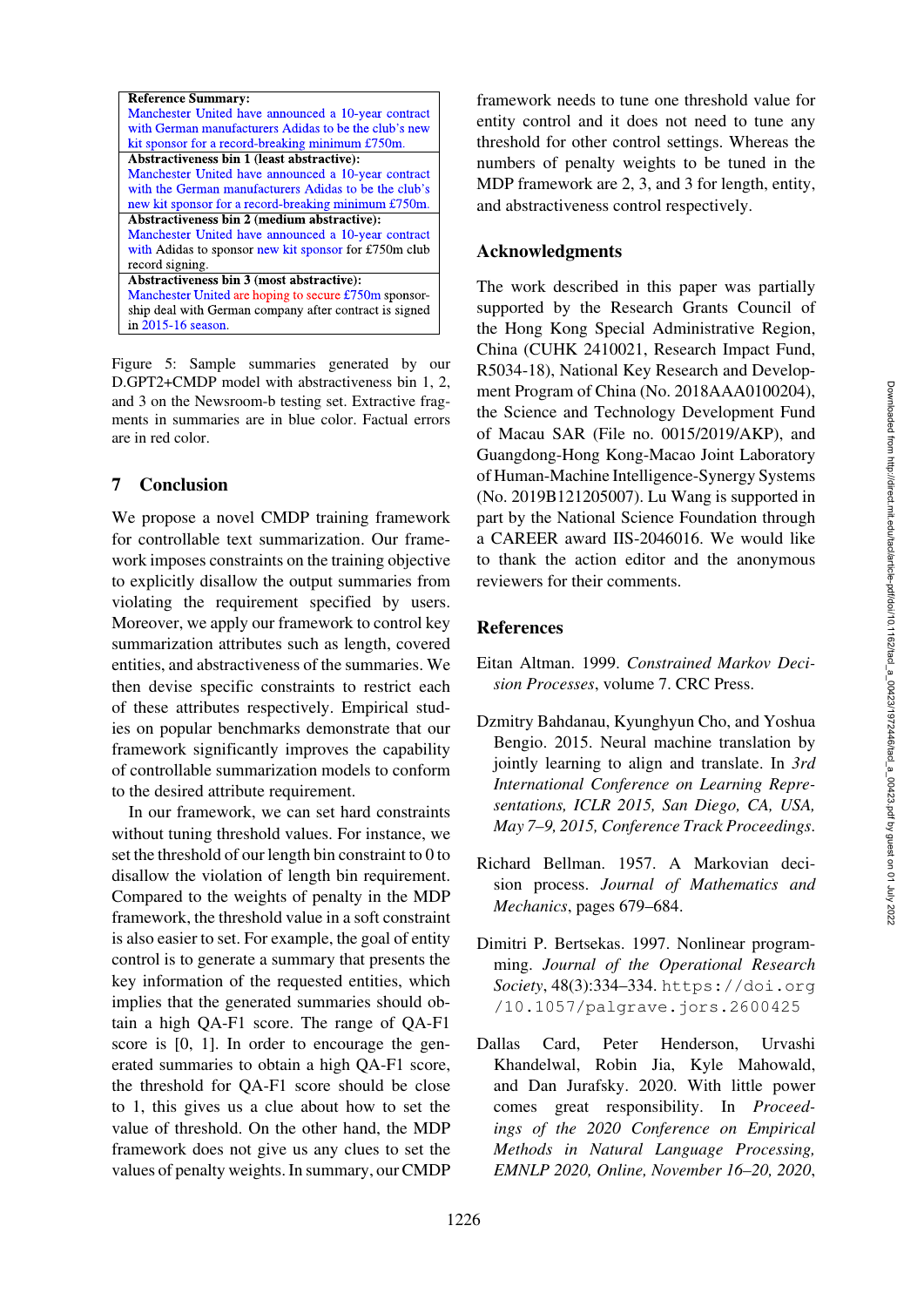| Reference Summary: |
|---|
| Manchester United have announced a 10-year contract with German manufacturers Adidas to be the club's new kit sponsor for a record-breaking minimum £750m. |
| **Abstractiveness bin 1 (least abstractive):** |
| Manchester United have announced a 10-year contract with the German manufacturers Adidas to be the club's new kit sponsor for a record-breaking minimum £750m. |
| **Abstractiveness bin 2 (medium abstractive):** |
| Manchester United have announced a 10-year contract with Adidas to sponsor new kit sponsor for £750m club record signing. |
| **Abstractiveness bin 3 (most abstractive):** |
| Manchester United are hoping to secure £750m sponsorship deal with German company after contract is signed in 2015-16 season. |

Figure 5: Sample summaries generated by our D.GPT2+CMDP model with abstractiveness bin 1, 2, and 3 on the Newsroom-b testing set. Extractive fragments in summaries are in blue color. Factual errors are in red color.

## 7 Conclusion

We propose a novel CMDP training framework for controllable text summarization. Our framework imposes constraints on the training objective to explicitly disallow the output summaries from violating the requirement specified by users. Moreover, we apply our framework to control key summarization attributes such as length, covered entities, and abstractiveness of the summaries. We then devise specific constraints to restrict each of these attributes respectively. Empirical studies on popular benchmarks demonstrate that our framework significantly improves the capability of controllable summarization models to conform to the desired attribute requirement.

In our framework, we can set hard constraints without tuning threshold values. For instance, we set the threshold of our length bin constraint to 0 to disallow the violation of length bin requirement. Compared to the weights of penalty in the MDP framework, the threshold value in a soft constraint is also easier to set. For example, the goal of entity control is to generate a summary that presents the key information of the requested entities, which implies that the generated summaries should obtain a high QA-F1 score. The range of QA-F1 score is [0, 1]. In order to encourage the generated summaries to obtain a high QA-F1 score, the threshold for QA-F1 score should be close to 1, this gives us a clue about how to set the value of threshold. On the other hand, the MDP framework does not give us any clues to set the values of penalty weights. In summary, our CMDP framework needs to tune one threshold value for entity control and it does not need to tune any threshold for other control settings. Whereas the numbers of penalty weights to be tuned in the MDP framework are 2, 3, and 3 for length, entity, and abstractiveness control respectively.

## Acknowledgments

The work described in this paper was partially supported by the Research Grants Council of the Hong Kong Special Administrative Region, China (CUHK 2410021, Research Impact Fund, R5034-18), National Key Research and Development Program of China (No. 2018AAA0100204), the Science and Technology Development Fund of Macau SAR (File no. 0015/2019/AKP), and Guangdong-Hong Kong-Macao Joint Laboratory of Human-Machine Intelligence-Synergy Systems (No. 2019B121205007). Lu Wang is supported in part by the National Science Foundation through a CAREER award IIS-2046016. We would like to thank the action editor and the anonymous reviewers for their comments.

## References

Eitan Altman. 1999. *Constrained Markov Decision Processes*, volume 7. CRC Press.

Dzmitry Bahdanau, Kyunghyun Cho, and Yoshua Bengio. 2015. Neural machine translation by jointly learning to align and translate. In *3rd International Conference on Learning Representations, ICLR 2015, San Diego, CA, USA, May 7–9, 2015, Conference Track Proceedings*.

Richard Bellman. 1957. A Markovian decision process. *Journal of Mathematics and Mechanics*, pages 679–684.

Dimitri P. Bertsekas. 1997. Nonlinear programming. *Journal of the Operational Research Society*, 48(3):334–334. https://doi.org/10.1057/palgrave.jors.2600425

Dallas Card, Peter Henderson, Urvashi Khandelwal, Robin Jia, Kyle Mahowald, and Dan Jurafsky. 2020. With little power comes great responsibility. In *Proceedings of the 2020 Conference on Empirical Methods in Natural Language Processing, EMNLP 2020, Online, November 16–20, 2020*,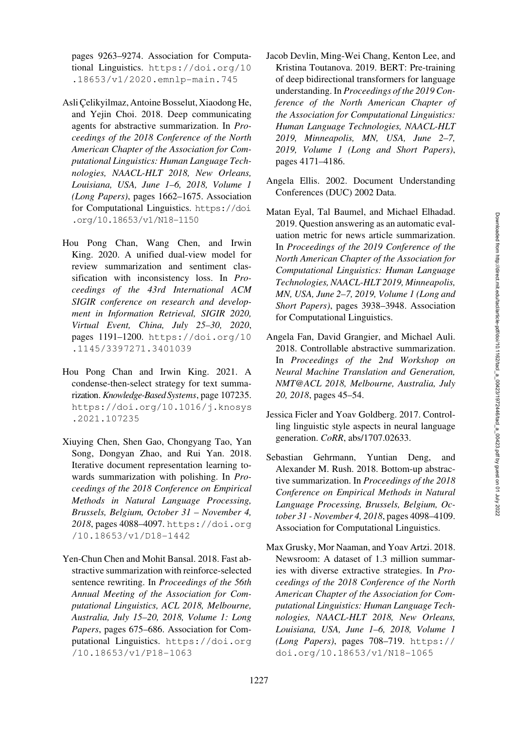pages 9263–9274. Association for Computational Linguistics. https://doi.org/10.18653/v1/2020.emnlp-main.745

Asli Çelikyilmaz, Antoine Bosselut, Xiaodong He, and Yejin Choi. 2018. Deep communicating agents for abstractive summarization. In *Proceedings of the 2018 Conference of the North American Chapter of the Association for Computational Linguistics: Human Language Technologies, NAACL-HLT 2018, New Orleans, Louisiana, USA, June 1–6, 2018, Volume 1 (Long Papers)*, pages 1662–1675. Association for Computational Linguistics. https://doi.org/10.18653/v1/N18-1150

Hou Pong Chan, Wang Chen, and Irwin King. 2020. A unified dual-view model for review summarization and sentiment classification with inconsistency loss. In *Proceedings of the 43rd International ACM SIGIR conference on research and development in Information Retrieval, SIGIR 2020, Virtual Event, China, July 25–30, 2020*, pages 1191–1200. https://doi.org/10.1145/3397271.3401039

Hou Pong Chan and Irwin King. 2021. A condense-then-select strategy for text summarization. *Knowledge-Based Systems*, page 107235. https://doi.org/10.1016/j.knosys.2021.107235

Xiuying Chen, Shen Gao, Chongyang Tao, Yan Song, Dongyan Zhao, and Rui Yan. 2018. Iterative document representation learning towards summarization with polishing. In *Proceedings of the 2018 Conference on Empirical Methods in Natural Language Processing, Brussels, Belgium, October 31 – November 4, 2018*, pages 4088–4097. https://doi.org/10.18653/v1/D18-1442

Yen-Chun Chen and Mohit Bansal. 2018. Fast abstractive summarization with reinforce-selected sentence rewriting. In *Proceedings of the 56th Annual Meeting of the Association for Computational Linguistics, ACL 2018, Melbourne, Australia, July 15–20, 2018, Volume 1: Long Papers*, pages 675–686. Association for Computational Linguistics. https://doi.org/10.18653/v1/P18-1063

Jacob Devlin, Ming-Wei Chang, Kenton Lee, and Kristina Toutanova. 2019. BERT: Pre-training of deep bidirectional transformers for language understanding. In *Proceedings of the 2019 Conference of the North American Chapter of the Association for Computational Linguistics: Human Language Technologies, NAACL-HLT 2019, Minneapolis, MN, USA, June 2–7, 2019, Volume 1 (Long and Short Papers)*, pages 4171–4186.

Angela Ellis. 2002. Document Understanding Conferences (DUC) 2002 Data.

Matan Eyal, Tal Baumel, and Michael Elhadad. 2019. Question answering as an automatic evaluation metric for news article summarization. In *Proceedings of the 2019 Conference of the North American Chapter of the Association for Computational Linguistics: Human Language Technologies, NAACL-HLT 2019, Minneapolis, MN, USA, June 2–7, 2019, Volume 1 (Long and Short Papers)*, pages 3938–3948. Association for Computational Linguistics.

Angela Fan, David Grangier, and Michael Auli. 2018. Controllable abstractive summarization. In *Proceedings of the 2nd Workshop on Neural Machine Translation and Generation, NMT@ACL 2018, Melbourne, Australia, July 20, 2018*, pages 45–54.

Jessica Ficler and Yoav Goldberg. 2017. Controlling linguistic style aspects in neural language generation. *CoRR*, abs/1707.02633.

Sebastian Gehrmann, Yuntian Deng, and Alexander M. Rush. 2018. Bottom-up abstractive summarization. In *Proceedings of the 2018 Conference on Empirical Methods in Natural Language Processing, Brussels, Belgium, October 31 - November 4, 2018*, pages 4098–4109. Association for Computational Linguistics.

Max Grusky, Mor Naaman, and Yoav Artzi. 2018. Newsroom: A dataset of 1.3 million summaries with diverse extractive strategies. In *Proceedings of the 2018 Conference of the North American Chapter of the Association for Computational Linguistics: Human Language Technologies, NAACL-HLT 2018, New Orleans, Louisiana, USA, June 1–6, 2018, Volume 1 (Long Papers)*, pages 708–719. https://doi.org/10.18653/v1/N18-1065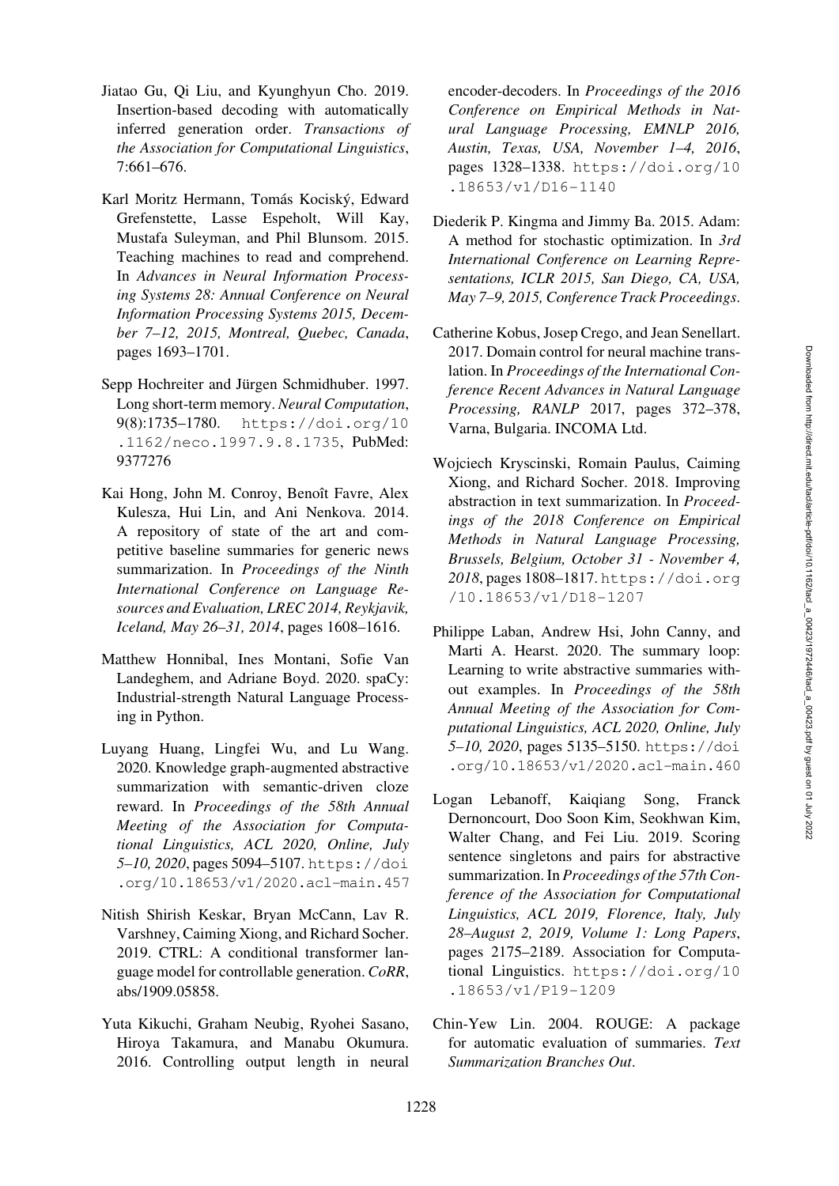Jiatao Gu, Qi Liu, and Kyunghyun Cho. 2019. Insertion-based decoding with automatically inferred generation order. *Transactions of the Association for Computational Linguistics*, 7:661–676.

Karl Moritz Hermann, Tomás Kociský, Edward Grefenstette, Lasse Espeholt, Will Kay, Mustafa Suleyman, and Phil Blunsom. 2015. Teaching machines to read and comprehend. In *Advances in Neural Information Processing Systems 28: Annual Conference on Neural Information Processing Systems 2015, December 7–12, 2015, Montreal, Quebec, Canada*, pages 1693–1701.

Sepp Hochreiter and Jürgen Schmidhuber. 1997. Long short-term memory. *Neural Computation*, 9(8):1735–1780. https://doi.org/10.1162/neco.1997.9.8.1735, PubMed: 9377276

Kai Hong, John M. Conroy, Benoît Favre, Alex Kulesza, Hui Lin, and Ani Nenkova. 2014. A repository of state of the art and competitive baseline summaries for generic news summarization. In *Proceedings of the Ninth International Conference on Language Resources and Evaluation, LREC 2014, Reykjavik, Iceland, May 26–31, 2014*, pages 1608–1616.

Matthew Honnibal, Ines Montani, Sofie Van Landeghem, and Adriane Boyd. 2020. spaCy: Industrial-strength Natural Language Processing in Python.

Luyang Huang, Lingfei Wu, and Lu Wang. 2020. Knowledge graph-augmented abstractive summarization with semantic-driven cloze reward. In *Proceedings of the 58th Annual Meeting of the Association for Computational Linguistics, ACL 2020, Online, July 5–10, 2020*, pages 5094–5107. https://doi.org/10.18653/v1/2020.acl-main.457

Nitish Shirish Keskar, Bryan McCann, Lav R. Varshney, Caiming Xiong, and Richard Socher. 2019. CTRL: A conditional transformer language model for controllable generation. *CoRR*, abs/1909.05858.

Yuta Kikuchi, Graham Neubig, Ryohei Sasano, Hiroya Takamura, and Manabu Okumura. 2016. Controlling output length in neural encoder-decoders. In *Proceedings of the 2016 Conference on Empirical Methods in Natural Language Processing, EMNLP 2016, Austin, Texas, USA, November 1–4, 2016*, pages 1328–1338. https://doi.org/10.18653/v1/D16-1140

Diederik P. Kingma and Jimmy Ba. 2015. Adam: A method for stochastic optimization. In *3rd International Conference on Learning Representations, ICLR 2015, San Diego, CA, USA, May 7–9, 2015, Conference Track Proceedings*.

Catherine Kobus, Josep Crego, and Jean Senellart. 2017. Domain control for neural machine translation. In *Proceedings of the International Conference Recent Advances in Natural Language Processing, RANLP* 2017, pages 372–378, Varna, Bulgaria. INCOMA Ltd.

Wojciech Kryscinski, Romain Paulus, Caiming Xiong, and Richard Socher. 2018. Improving abstraction in text summarization. In *Proceedings of the 2018 Conference on Empirical Methods in Natural Language Processing, Brussels, Belgium, October 31 - November 4, 2018*, pages 1808–1817. https://doi.org/10.18653/v1/D18-1207

Philippe Laban, Andrew Hsi, John Canny, and Marti A. Hearst. 2020. The summary loop: Learning to write abstractive summaries without examples. In *Proceedings of the 58th Annual Meeting of the Association for Computational Linguistics, ACL 2020, Online, July 5–10, 2020*, pages 5135–5150. https://doi.org/10.18653/v1/2020.acl-main.460

Logan Lebanoff, Kaiqiang Song, Franck Dernoncourt, Doo Soon Kim, Seokhwan Kim, Walter Chang, and Fei Liu. 2019. Scoring sentence singletons and pairs for abstractive summarization. In *Proceedings of the 57th Conference of the Association for Computational Linguistics, ACL 2019, Florence, Italy, July 28–August 2, 2019, Volume 1: Long Papers*, pages 2175–2189. Association for Computational Linguistics. https://doi.org/10.18653/v1/P19-1209

Chin-Yew Lin. 2004. ROUGE: A package for automatic evaluation of summaries. *Text Summarization Branches Out*.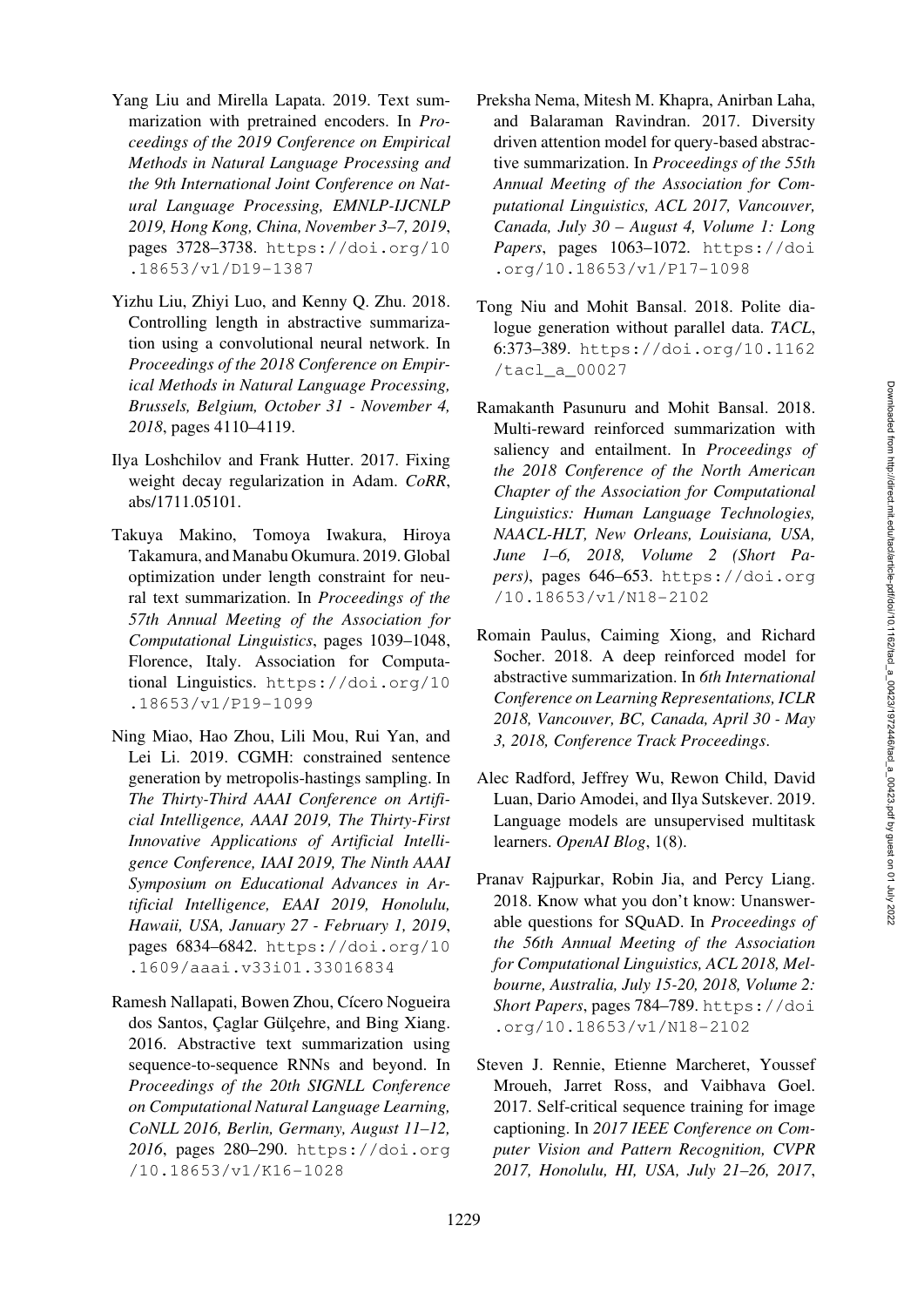Yang Liu and Mirella Lapata. 2019. Text summarization with pretrained encoders. In *Proceedings of the 2019 Conference on Empirical Methods in Natural Language Processing and the 9th International Joint Conference on Natural Language Processing, EMNLP-IJCNLP 2019, Hong Kong, China, November 3–7, 2019*, pages 3728–3738. https://doi.org/10.18653/v1/D19-1387

Yizhu Liu, Zhiyi Luo, and Kenny Q. Zhu. 2018. Controlling length in abstractive summarization using a convolutional neural network. In *Proceedings of the 2018 Conference on Empirical Methods in Natural Language Processing, Brussels, Belgium, October 31 - November 4, 2018*, pages 4110–4119.

Ilya Loshchilov and Frank Hutter. 2017. Fixing weight decay regularization in Adam. *CoRR*, abs/1711.05101.

Takuya Makino, Tomoya Iwakura, Hiroya Takamura, and Manabu Okumura. 2019. Global optimization under length constraint for neural text summarization. In *Proceedings of the 57th Annual Meeting of the Association for Computational Linguistics*, pages 1039–1048, Florence, Italy. Association for Computational Linguistics. https://doi.org/10.18653/v1/P19-1099

Ning Miao, Hao Zhou, Lili Mou, Rui Yan, and Lei Li. 2019. CGMH: constrained sentence generation by metropolis-hastings sampling. In *The Thirty-Third AAAI Conference on Artificial Intelligence, AAAI 2019, The Thirty-First Innovative Applications of Artificial Intelligence Conference, IAAI 2019, The Ninth AAAI Symposium on Educational Advances in Artificial Intelligence, EAAI 2019, Honolulu, Hawaii, USA, January 27 - February 1, 2019*, pages 6834–6842. https://doi.org/10.1609/aaai.v33i01.33016834

Ramesh Nallapati, Bowen Zhou, Cícero Nogueira dos Santos, Çaglar Gülçehre, and Bing Xiang. 2016. Abstractive text summarization using sequence-to-sequence RNNs and beyond. In *Proceedings of the 20th SIGNLL Conference on Computational Natural Language Learning, CoNLL 2016, Berlin, Germany, August 11–12, 2016*, pages 280–290. https://doi.org/10.18653/v1/K16-1028

Preksha Nema, Mitesh M. Khapra, Anirban Laha, and Balaraman Ravindran. 2017. Diversity driven attention model for query-based abstractive summarization. In *Proceedings of the 55th Annual Meeting of the Association for Computational Linguistics, ACL 2017, Vancouver, Canada, July 30 – August 4, Volume 1: Long Papers*, pages 1063–1072. https://doi.org/10.18653/v1/P17-1098

Tong Niu and Mohit Bansal. 2018. Polite dialogue generation without parallel data. *TACL*, 6:373–389. https://doi.org/10.1162/tacl_a_00027

Ramakanth Pasunuru and Mohit Bansal. 2018. Multi-reward reinforced summarization with saliency and entailment. In *Proceedings of the 2018 Conference of the North American Chapter of the Association for Computational Linguistics: Human Language Technologies, NAACL-HLT, New Orleans, Louisiana, USA, June 1–6, 2018, Volume 2 (Short Papers)*, pages 646–653. https://doi.org/10.18653/v1/N18-2102

Romain Paulus, Caiming Xiong, and Richard Socher. 2018. A deep reinforced model for abstractive summarization. In *6th International Conference on Learning Representations, ICLR 2018, Vancouver, BC, Canada, April 30 - May 3, 2018, Conference Track Proceedings*.

Alec Radford, Jeffrey Wu, Rewon Child, David Luan, Dario Amodei, and Ilya Sutskever. 2019. Language models are unsupervised multitask learners. *OpenAI Blog*, 1(8).

Pranav Rajpurkar, Robin Jia, and Percy Liang. 2018. Know what you don't know: Unanswerable questions for SQuAD. In *Proceedings of the 56th Annual Meeting of the Association for Computational Linguistics, ACL 2018, Melbourne, Australia, July 15-20, 2018, Volume 2: Short Papers*, pages 784–789. https://doi.org/10.18653/v1/N18-2102

Steven J. Rennie, Etienne Marcheret, Youssef Mroueh, Jarret Ross, and Vaibhava Goel. 2017. Self-critical sequence training for image captioning. In *2017 IEEE Conference on Computer Vision and Pattern Recognition, CVPR 2017, Honolulu, HI, USA, July 21–26, 2017*,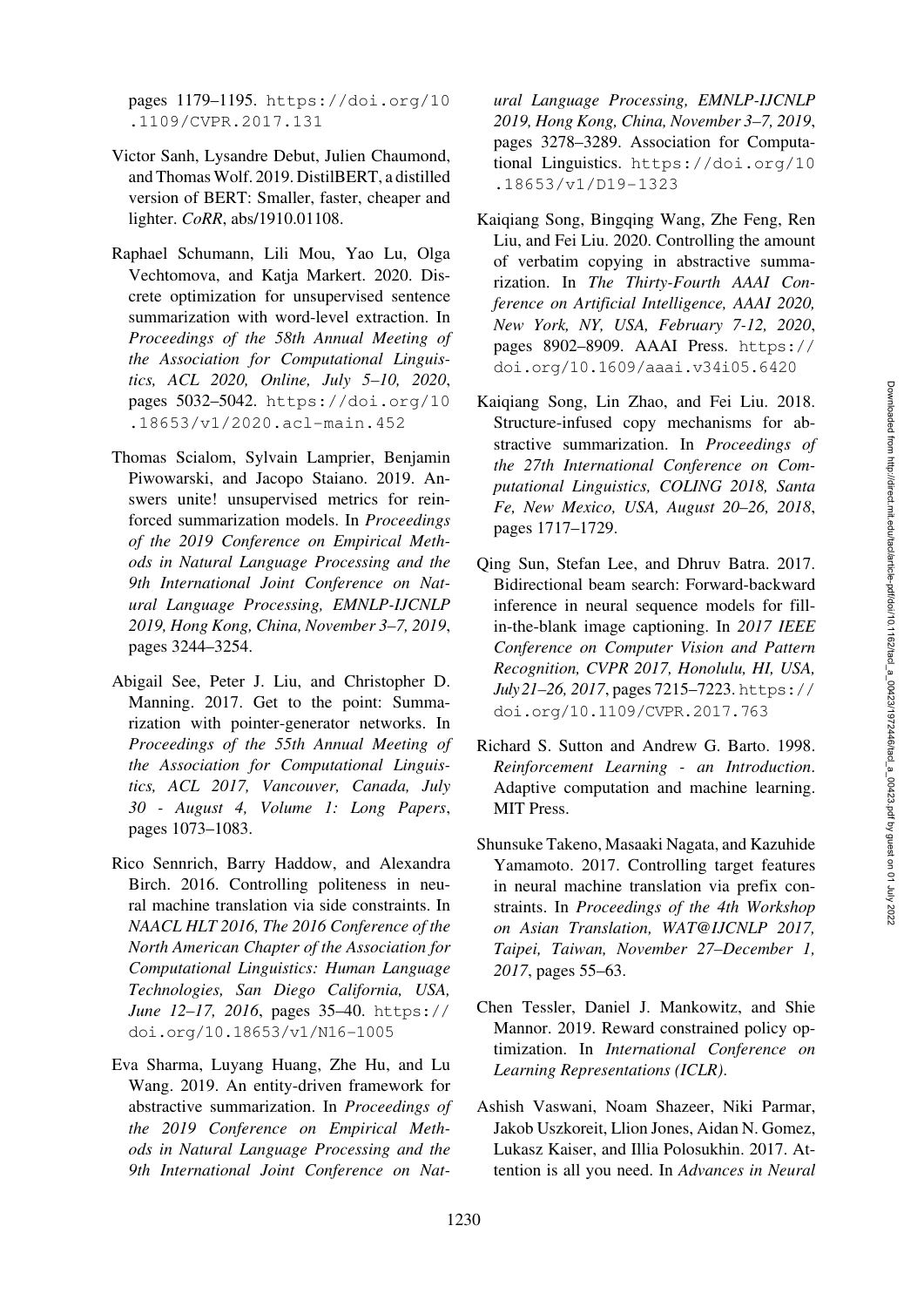pages 1179–1195. https://doi.org/10.1109/CVPR.2017.131

Victor Sanh, Lysandre Debut, Julien Chaumond, and Thomas Wolf. 2019. DistilBERT, a distilled version of BERT: Smaller, faster, cheaper and lighter. *CoRR*, abs/1910.01108.

Raphael Schumann, Lili Mou, Yao Lu, Olga Vechtomova, and Katja Markert. 2020. Discrete optimization for unsupervised sentence summarization with word-level extraction. In *Proceedings of the 58th Annual Meeting of the Association for Computational Linguistics, ACL 2020, Online, July 5–10, 2020*, pages 5032–5042. https://doi.org/10.18653/v1/2020.acl-main.452

Thomas Scialom, Sylvain Lamprier, Benjamin Piwowarski, and Jacopo Staiano. 2019. Answers unite! unsupervised metrics for reinforced summarization models. In *Proceedings of the 2019 Conference on Empirical Methods in Natural Language Processing and the 9th International Joint Conference on Natural Language Processing, EMNLP-IJCNLP 2019, Hong Kong, China, November 3–7, 2019*, pages 3244–3254.

Abigail See, Peter J. Liu, and Christopher D. Manning. 2017. Get to the point: Summarization with pointer-generator networks. In *Proceedings of the 55th Annual Meeting of the Association for Computational Linguistics, ACL 2017, Vancouver, Canada, July 30 - August 4, Volume 1: Long Papers*, pages 1073–1083.

Rico Sennrich, Barry Haddow, and Alexandra Birch. 2016. Controlling politeness in neural machine translation via side constraints. In *NAACL HLT 2016, The 2016 Conference of the North American Chapter of the Association for Computational Linguistics: Human Language Technologies, San Diego California, USA, June 12–17, 2016*, pages 35–40. https://doi.org/10.18653/v1/N16-1005

Eva Sharma, Luyang Huang, Zhe Hu, and Lu Wang. 2019. An entity-driven framework for abstractive summarization. In *Proceedings of the 2019 Conference on Empirical Methods in Natural Language Processing and the 9th International Joint Conference on Natural Language Processing, EMNLP-IJCNLP 2019, Hong Kong, China, November 3–7, 2019*, pages 3278–3289. Association for Computational Linguistics. https://doi.org/10.18653/v1/D19-1323

Kaiqiang Song, Bingqing Wang, Zhe Feng, Ren Liu, and Fei Liu. 2020. Controlling the amount of verbatim copying in abstractive summarization. In *The Thirty-Fourth AAAI Conference on Artificial Intelligence, AAAI 2020, New York, NY, USA, February 7-12, 2020*, pages 8902–8909. AAAI Press. https://doi.org/10.1609/aaai.v34i05.6420

Kaiqiang Song, Lin Zhao, and Fei Liu. 2018. Structure-infused copy mechanisms for abstractive summarization. In *Proceedings of the 27th International Conference on Computational Linguistics, COLING 2018, Santa Fe, New Mexico, USA, August 20–26, 2018*, pages 1717–1729.

Qing Sun, Stefan Lee, and Dhruv Batra. 2017. Bidirectional beam search: Forward-backward inference in neural sequence models for fill-in-the-blank image captioning. In *2017 IEEE Conference on Computer Vision and Pattern Recognition, CVPR 2017, Honolulu, HI, USA, July 21–26, 2017*, pages 7215–7223. https://doi.org/10.1109/CVPR.2017.763

Richard S. Sutton and Andrew G. Barto. 1998. *Reinforcement Learning - an Introduction*. Adaptive computation and machine learning. MIT Press.

Shunsuke Takeno, Masaaki Nagata, and Kazuhide Yamamoto. 2017. Controlling target features in neural machine translation via prefix constraints. In *Proceedings of the 4th Workshop on Asian Translation, WAT@IJCNLP 2017, Taipei, Taiwan, November 27–December 1, 2017*, pages 55–63.

Chen Tessler, Daniel J. Mankowitz, and Shie Mannor. 2019. Reward constrained policy optimization. In *International Conference on Learning Representations (ICLR)*.

Ashish Vaswani, Noam Shazeer, Niki Parmar, Jakob Uszkoreit, Llion Jones, Aidan N. Gomez, Lukasz Kaiser, and Illia Polosukhin. 2017. Attention is all you need. In *Advances in Neural*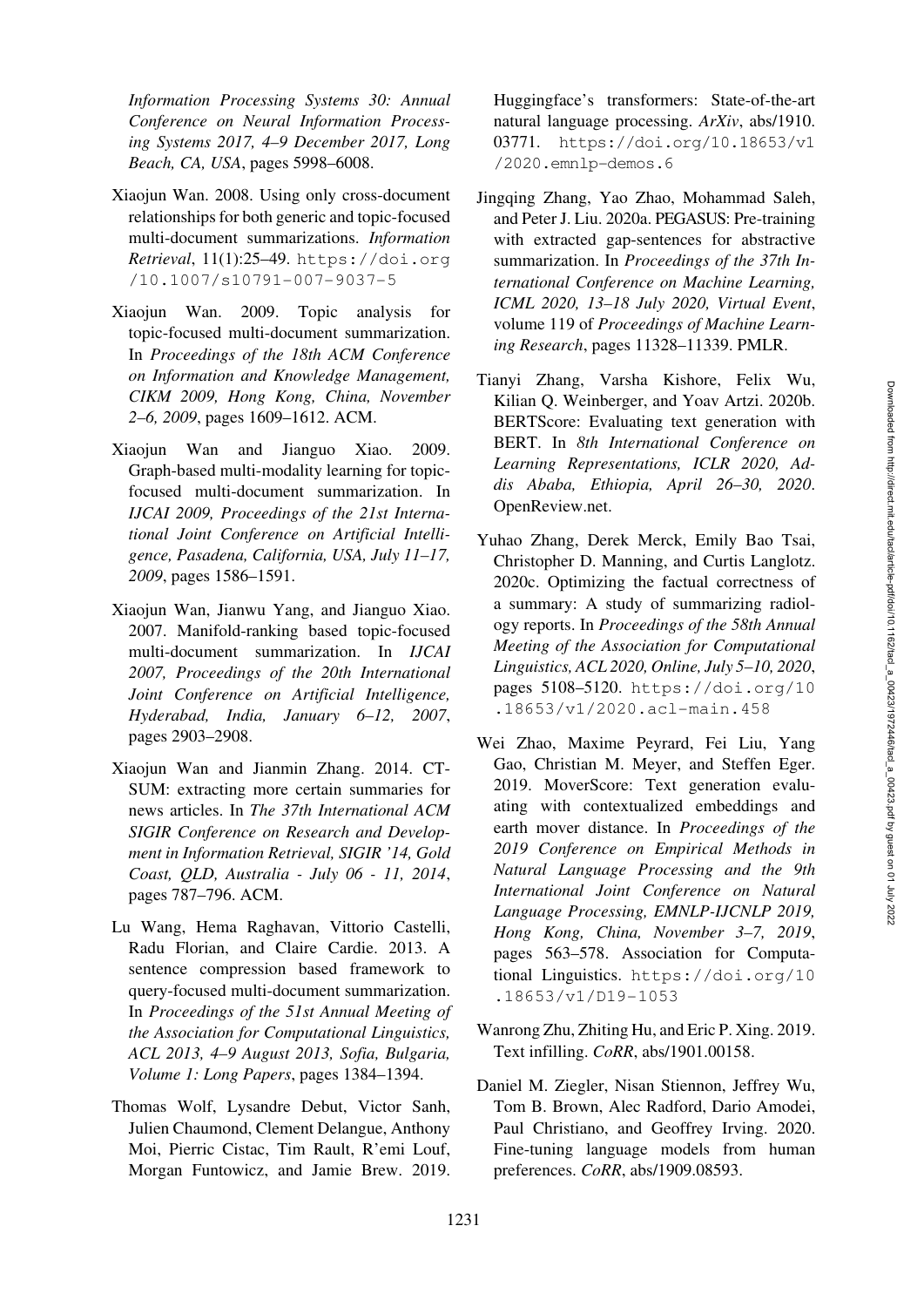*Information Processing Systems 30: Annual Conference on Neural Information Processing Systems 2017, 4–9 December 2017, Long Beach, CA, USA*, pages 5998–6008.

Xiaojun Wan. 2008. Using only cross-document relationships for both generic and topic-focused multi-document summarizations. *Information Retrieval*, 11(1):25–49. https://doi.org/10.1007/s10791-007-9037-5

Xiaojun Wan. 2009. Topic analysis for topic-focused multi-document summarization. In *Proceedings of the 18th ACM Conference on Information and Knowledge Management, CIKM 2009, Hong Kong, China, November 2–6, 2009*, pages 1609–1612. ACM.

Xiaojun Wan and Jianguo Xiao. 2009. Graph-based multi-modality learning for topic-focused multi-document summarization. In *IJCAI 2009, Proceedings of the 21st International Joint Conference on Artificial Intelligence, Pasadena, California, USA, July 11–17, 2009*, pages 1586–1591.

Xiaojun Wan, Jianwu Yang, and Jianguo Xiao. 2007. Manifold-ranking based topic-focused multi-document summarization. In *IJCAI 2007, Proceedings of the 20th International Joint Conference on Artificial Intelligence, Hyderabad, India, January 6–12, 2007*, pages 2903–2908.

Xiaojun Wan and Jianmin Zhang. 2014. CTSUM: extracting more certain summaries for news articles. In *The 37th International ACM SIGIR Conference on Research and Development in Information Retrieval, SIGIR '14, Gold Coast, QLD, Australia - July 06 - 11, 2014*, pages 787–796. ACM.

Lu Wang, Hema Raghavan, Vittorio Castelli, Radu Florian, and Claire Cardie. 2013. A sentence compression based framework to query-focused multi-document summarization. In *Proceedings of the 51st Annual Meeting of the Association for Computational Linguistics, ACL 2013, 4–9 August 2013, Sofia, Bulgaria, Volume 1: Long Papers*, pages 1384–1394.

Thomas Wolf, Lysandre Debut, Victor Sanh, Julien Chaumond, Clement Delangue, Anthony Moi, Pierric Cistac, Tim Rault, R'emi Louf, Morgan Funtowicz, and Jamie Brew. 2019. Huggingface's transformers: State-of-the-art natural language processing. *ArXiv*, abs/1910.03771. https://doi.org/10.18653/v1/2020.emnlp-demos.6

Jingqing Zhang, Yao Zhao, Mohammad Saleh, and Peter J. Liu. 2020a. PEGASUS: Pre-training with extracted gap-sentences for abstractive summarization. In *Proceedings of the 37th International Conference on Machine Learning, ICML 2020, 13–18 July 2020, Virtual Event*, volume 119 of *Proceedings of Machine Learning Research*, pages 11328–11339. PMLR.

Tianyi Zhang, Varsha Kishore, Felix Wu, Kilian Q. Weinberger, and Yoav Artzi. 2020b. BERTScore: Evaluating text generation with BERT. In *8th International Conference on Learning Representations, ICLR 2020, Addis Ababa, Ethiopia, April 26–30, 2020*. OpenReview.net.

Yuhao Zhang, Derek Merck, Emily Bao Tsai, Christopher D. Manning, and Curtis Langlotz. 2020c. Optimizing the factual correctness of a summary: A study of summarizing radiology reports. In *Proceedings of the 58th Annual Meeting of the Association for Computational Linguistics, ACL 2020, Online, July 5–10, 2020*, pages 5108–5120. https://doi.org/10.18653/v1/2020.acl-main.458

Wei Zhao, Maxime Peyrard, Fei Liu, Yang Gao, Christian M. Meyer, and Steffen Eger. 2019. MoverScore: Text generation evaluating with contextualized embeddings and earth mover distance. In *Proceedings of the 2019 Conference on Empirical Methods in Natural Language Processing and the 9th International Joint Conference on Natural Language Processing, EMNLP-IJCNLP 2019, Hong Kong, China, November 3–7, 2019*, pages 563–578. Association for Computational Linguistics. https://doi.org/10.18653/v1/D19-1053

Wanrong Zhu, Zhiting Hu, and Eric P. Xing. 2019. Text infilling. *CoRR*, abs/1901.00158.

Daniel M. Ziegler, Nisan Stiennon, Jeffrey Wu, Tom B. Brown, Alec Radford, Dario Amodei, Paul Christiano, and Geoffrey Irving. 2020. Fine-tuning language models from human preferences. *CoRR*, abs/1909.08593.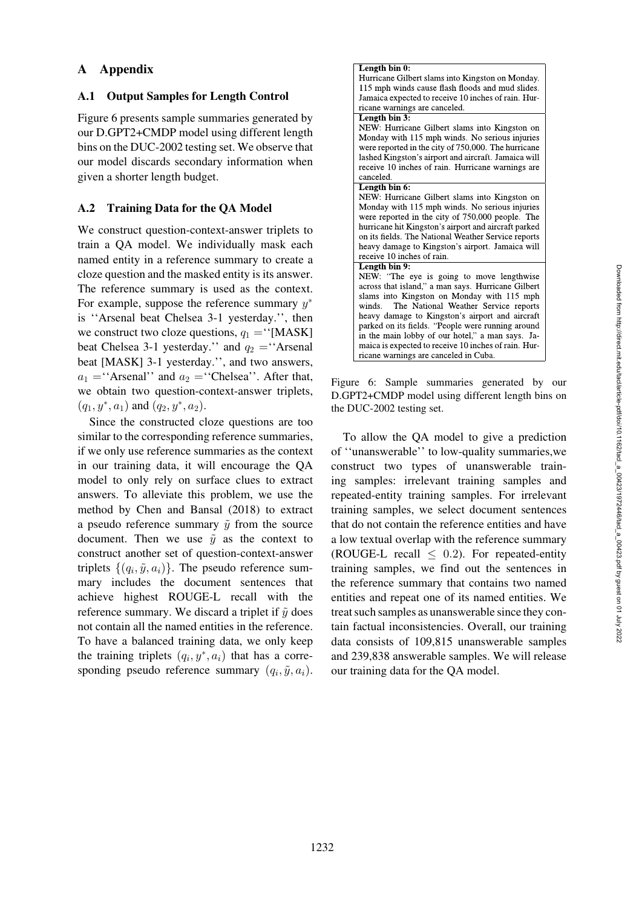# A Appendix

## A.1 Output Samples for Length Control

Figure 6 presents sample summaries generated by our D.GPT2+CMDP model using different length bins on the DUC-2002 testing set. We observe that our model discards secondary information when given a shorter length budget.

## A.2 Training Data for the QA Model

We construct question-context-answer triplets to train a QA model. We individually mask each named entity in a reference summary to create a cloze question and the masked entity is its answer. The reference summary is used as the context. For example, suppose the reference summary $y^*$ is ''Arsenal beat Chelsea 3-1 yesterday.'', then we construct two cloze questions, $q_1 =$''[MASK] beat Chelsea 3-1 yesterday.'' and $q_2 =$''Arsenal beat [MASK] 3-1 yesterday.'', and two answers, $a_1 =$''Arsenal'' and $a_2 =$''Chelsea''. After that, we obtain two question-context-answer triplets, $(q_1, y^*, a_1)$ and $(q_2, y^*, a_2)$.

Since the constructed cloze questions are too similar to the corresponding reference summaries, if we only use reference summaries as the context in our training data, it will encourage the QA model to only rely on surface clues to extract answers. To alleviate this problem, we use the method by Chen and Bansal (2018) to extract a pseudo reference summary $\tilde{y}$ from the source document. Then we use $\tilde{y}$ as the context to construct another set of question-context-answer triplets $\{(q_i, \tilde{y}, a_i)\}$. The pseudo reference summary includes the document sentences that achieve highest ROUGE-L recall with the reference summary. We discard a triplet if $\tilde{y}$ does not contain all the named entities in the reference. To have a balanced training data, we only keep the training triplets $(q_i, y^*, a_i)$ that has a corresponding pseudo reference summary $(q_i, \tilde{y}, a_i)$.

| |
|---|
| **Length bin 0:** Hurricane Gilbert slams into Kingston on Monday. 115 mph winds cause flash floods and mud slides. Jamaica expected to receive 10 inches of rain. Hurricane warnings are canceled. |
| **Length bin 3:** NEW: Hurricane Gilbert slams into Kingston on Monday with 115 mph winds. No serious injuries were reported in the city of 750,000. The hurricane lashed Kingston's airport and aircraft. Jamaica will receive 10 inches of rain. Hurricane warnings are canceled. |
| **Length bin 6:** NEW: Hurricane Gilbert slams into Kingston on Monday with 115 mph winds. No serious injuries were reported in the city of 750,000 people. The hurricane hit Kingston's airport and aircraft parked on its fields. The National Weather Service reports heavy damage to Kingston's airport. Jamaica will receive 10 inches of rain. |
| **Length bin 9:** NEW: "The eye is going to move lengthwise across that island," a man says. Hurricane Gilbert slams into Kingston on Monday with 115 mph winds. The National Weather Service reports heavy damage to Kingston's airport and aircraft parked on its fields. "People were running around in the main lobby of our hotel," a man says. Jamaica is expected to receive 10 inches of rain. Hurricane warnings are canceled in Cuba. |

Figure 6: Sample summaries generated by our D.GPT2+CMDP model using different length bins on the DUC-2002 testing set.

To allow the QA model to give a prediction of ''unanswerable'' to low-quality summaries,we construct two types of unanswerable training samples: irrelevant training samples and repeated-entity training samples. For irrelevant training samples, we select document sentences that do not contain the reference entities and have a low textual overlap with the reference summary (ROUGE-L recall $\leq 0.2$). For repeated-entity training samples, we find out the sentences in the reference summary that contains two named entities and repeat one of its named entities. We treat such samples as unanswerable since they contain factual inconsistencies. Overall, our training data consists of 109,815 unanswerable samples and 239,838 answerable samples. We will release our training data for the QA model.